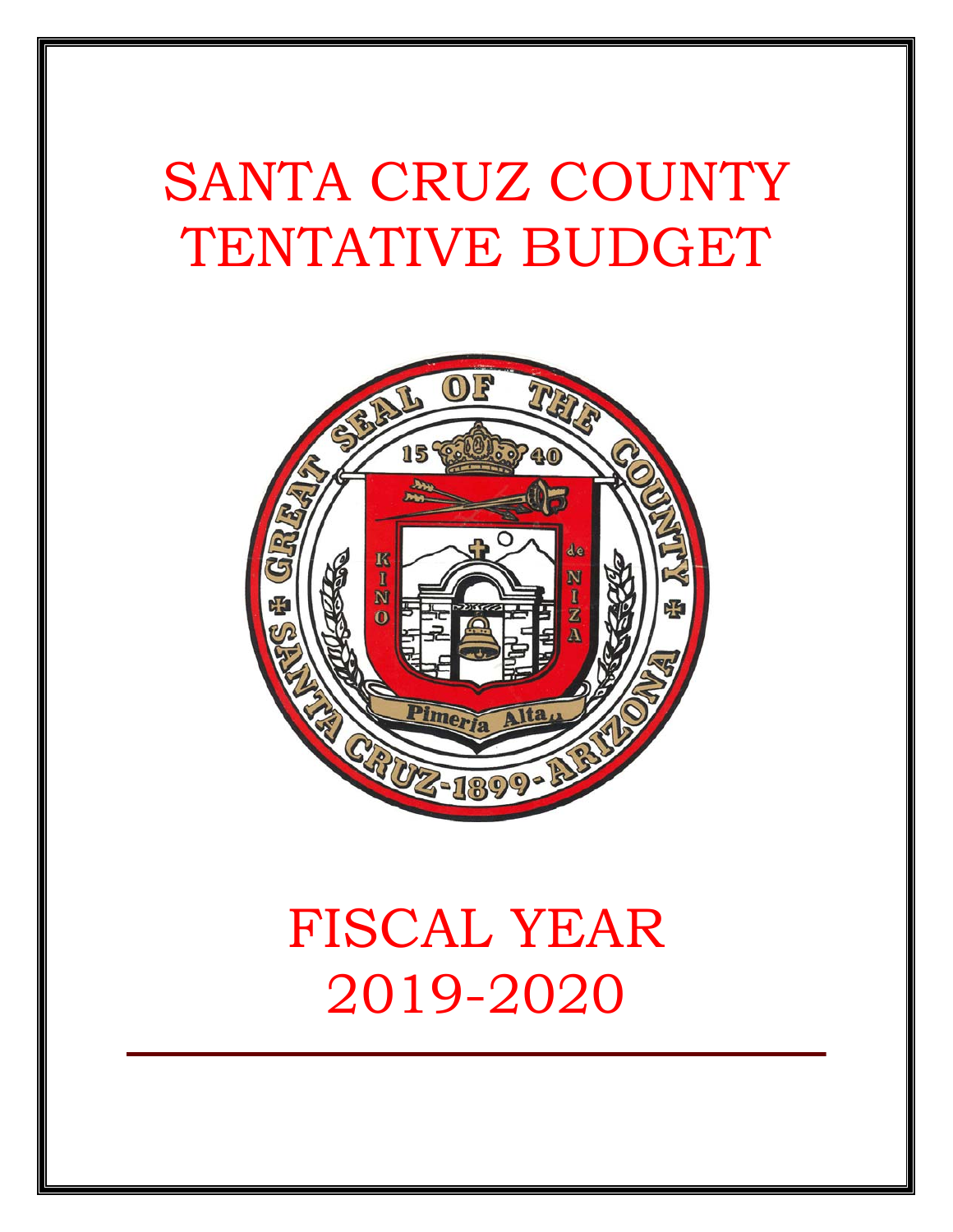# SANTA CRUZ COUNTY TENTATIVE BUDGET

# FISCAL YEAR 2019-2020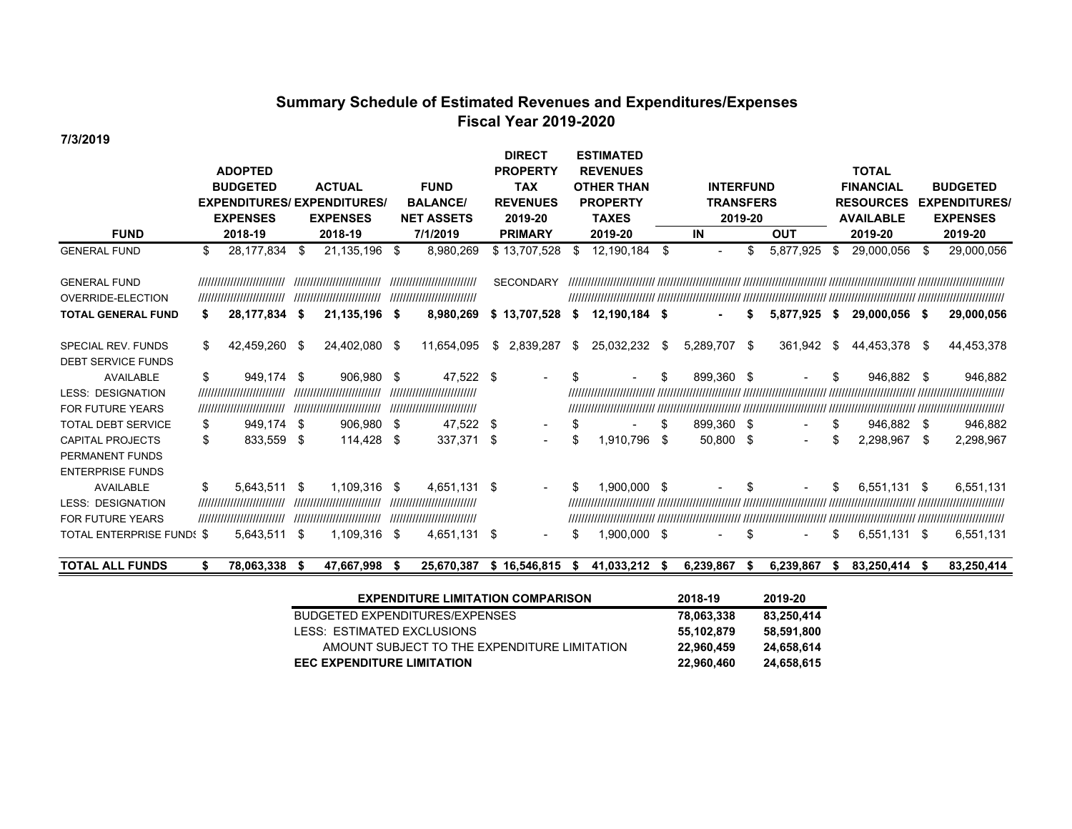## Summary Schedule of Estimated Revenues and Expenditures/Expenses
## Fiscal Year 2019-2020

**7/3/2019**

| FUND | ADOPTED BUDGETED EXPENDITURES/ EXPENSES 2018-19 | ACTUAL EXPENDITURES/ EXPENSES 2018-19 | FUND BALANCE/ NET ASSETS 7/1/2019 | DIRECT PROPERTY TAX REVENUES 2019-20 | ESTIMATED REVENUES OTHER THAN PROPERTY TAXES 2019-20 | INTERFUND TRANSFERS 2019-20 IN | INTERFUND TRANSFERS 2019-20 OUT | TOTAL FINANCIAL RESOURCES AVAILABLE 2019-20 | BUDGETED EXPENDITURES/ EXPENSES 2019-20 |
|---|---|---|---|---|---|---|---|---|---|
| | | | | PRIMARY | | | | | |
| GENERAL FUND | $ 28,177,834 | $ 21,135,196 | $ 8,980,269 | $ 13,707,528 | $ 12,190,184 | $ - | $ 5,877,925 | $ 29,000,056 | $ 29,000,056 |
| GENERAL FUND | ////////////////////////// | ////////////////////////// | ////////////////////////// | SECONDARY | ////////////////////////// | ////////////////////////// | ////////////////////////// | ////////////////////////// | ////////////////////////// |
| OVERRIDE-ELECTION | ////////////////////////// | ////////////////////////// | ////////////////////////// | | ////////////////////////// | ////////////////////////// | ////////////////////////// | ////////////////////////// | ////////////////////////// |
| **TOTAL GENERAL FUND** | **$ 28,177,834** | **$ 21,135,196** | **$ 8,980,269** | **$ 13,707,528** | **$ 12,190,184** | **$ -** | **$ 5,877,925** | **$ 29,000,056** | **$ 29,000,056** |
| SPECIAL REV. FUNDS | $ 42,459,260 | $ 24,402,080 | $ 11,654,095 | $ 2,839,287 | $ 25,032,232 | $ 5,289,707 | $ 361,942 | $ 44,453,378 | $ 44,453,378 |
| DEBT SERVICE FUNDS | | | | | | | | | |
| AVAILABLE | $ 949,174 | $ 906,980 | $ 47,522 | $ - | $ - | $ 899,360 | $ - | $ 946,882 | $ 946,882 |
| LESS: DESIGNATION | ////////////////////////// | ////////////////////////// | ////////////////////////// | | ////////////////////////// | ////////////////////////// | ////////////////////////// | ////////////////////////// | ////////////////////////// |
| FOR FUTURE YEARS | ////////////////////////// | ////////////////////////// | ////////////////////////// | | ////////////////////////// | ////////////////////////// | ////////////////////////// | ////////////////////////// | ////////////////////////// |
| TOTAL DEBT SERVICE | $ 949,174 | $ 906,980 | $ 47,522 | $ - | $ - | $ 899,360 | $ - | $ 946,882 | $ 946,882 |
| CAPITAL PROJECTS | $ 833,559 | $ 114,428 | $ 337,371 | $ - | $ 1,910,796 | $ 50,800 | $ - | $ 2,298,967 | $ 2,298,967 |
| PERMANENT FUNDS | | | | | | | | | |
| ENTERPRISE FUNDS | | | | | | | | | |
| AVAILABLE | $ 5,643,511 | $ 1,109,316 | $ 4,651,131 | $ - | $ 1,900,000 | $ - | $ - | $ 6,551,131 | $ 6,551,131 |
| LESS: DESIGNATION | ////////////////////////// | ////////////////////////// | ////////////////////////// | | ////////////////////////// | ////////////////////////// | ////////////////////////// | ////////////////////////// | ////////////////////////// |
| FOR FUTURE YEARS | ////////////////////////// | ////////////////////////// | ////////////////////////// | | ////////////////////////// | ////////////////////////// | ////////////////////////// | ////////////////////////// | ////////////////////////// |
| TOTAL ENTERPRISE FUNDS | $ 5,643,511 | $ 1,109,316 | $ 4,651,131 | $ - | $ 1,900,000 | $ - | $ - | $ 6,551,131 | $ 6,551,131 |
| **TOTAL ALL FUNDS** | **$ 78,063,338** | **$ 47,667,998** | **$ 25,670,387** | **$ 16,546,815** | **$ 41,033,212** | **$ 6,239,867** | **$ 6,239,867** | **$ 83,250,414** | **$ 83,250,414** |

| EXPENDITURE LIMITATION COMPARISON | 2018-19 | 2019-20 |
|---|---|---|
| BUDGETED EXPENDITURES/EXPENSES | 78,063,338 | 83,250,414 |
| LESS: ESTIMATED EXCLUSIONS | 55,102,879 | 58,591,800 |
| AMOUNT SUBJECT TO THE EXPENDITURE LIMITATION | 22,960,459 | 24,658,614 |
| **EEC EXPENDITURE LIMITATION** | **22,960,460** | **24,658,615** |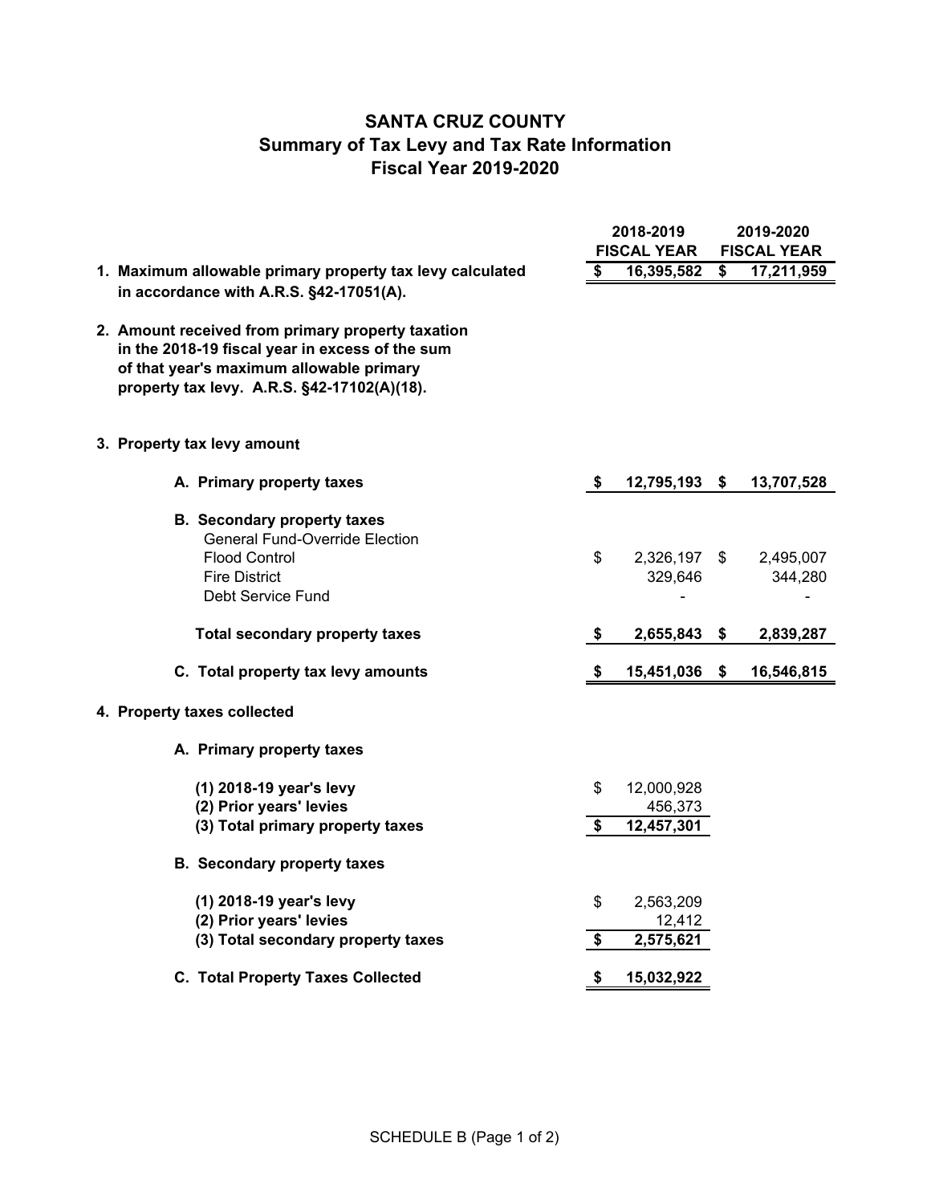# SANTA CRUZ COUNTY
## Summary of Tax Levy and Tax Rate Information
### Fiscal Year 2019-2020

| | 2018-2019 FISCAL YEAR | 2019-2020 FISCAL YEAR |
|---|---|---|
| **1. Maximum allowable primary property tax levy calculated in accordance with A.R.S. §42-17051(A).** | **$ 16,395,582** | **$ 17,211,959** |
| **2. Amount received from primary property taxation in the 2018-19 fiscal year in excess of the sum of that year's maximum allowable primary property tax levy. A.R.S. §42-17102(A)(18).** | | |
| **3. Property tax levy amount** | | |
| **A. Primary property taxes** | **$ 12,795,193** | **$ 13,707,528** |
| **B. Secondary property taxes** | | |
| General Fund-Override Election | | |
| Flood Control | $ 2,326,197 | $ 2,495,007 |
| Fire District | 329,646 | 344,280 |
| Debt Service Fund | - | - |
| **Total secondary property taxes** | **$ 2,655,843** | **$ 2,839,287** |
| **C. Total property tax levy amounts** | **$ 15,451,036** | **$ 16,546,815** |
| **4. Property taxes collected** | | |
| **A. Primary property taxes** | | |
| **(1) 2018-19 year's levy** | $ 12,000,928 | |
| **(2) Prior years' levies** | 456,373 | |
| **(3) Total primary property taxes** | **$ 12,457,301** | |
| **B. Secondary property taxes** | | |
| **(1) 2018-19 year's levy** | $ 2,563,209 | |
| **(2) Prior years' levies** | 12,412 | |
| **(3) Total secondary property taxes** | **$ 2,575,621** | |
| **C. Total Property Taxes Collected** | **$ 15,032,922** | |

SCHEDULE B (Page 1 of 2)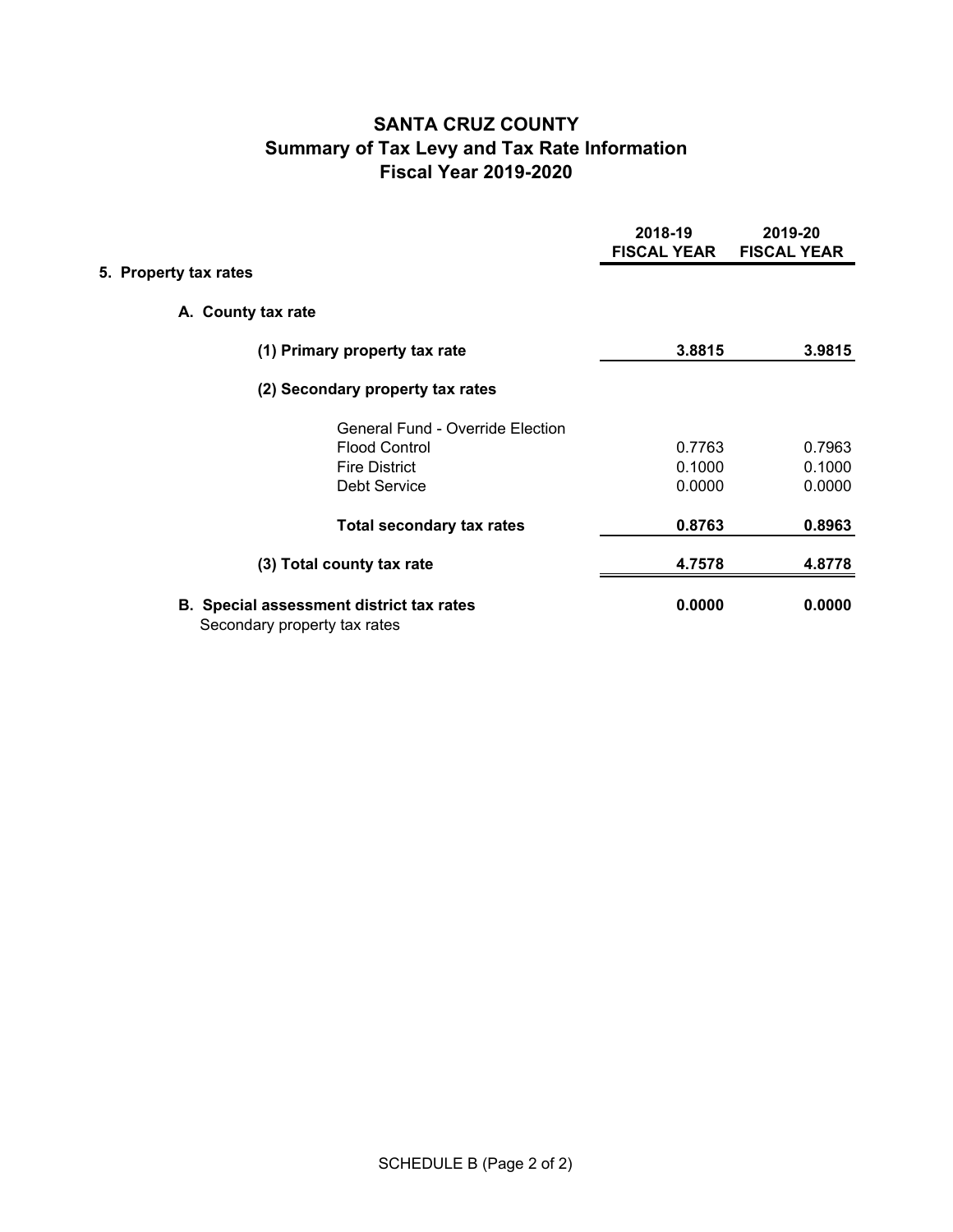# SANTA CRUZ COUNTY
## Summary of Tax Levy and Tax Rate Information
## Fiscal Year 2019-2020

| | 2018-19 FISCAL YEAR | 2019-20 FISCAL YEAR |
|---|---|---|
| **5. Property tax rates** | | |
| **A. County tax rate** | | |
| **(1) Primary property tax rate** | **3.8815** | **3.9815** |
| **(2) Secondary property tax rates** | | |
| General Fund - Override Election | | |
| Flood Control | 0.7763 | 0.7963 |
| Fire District | 0.1000 | 0.1000 |
| Debt Service | 0.0000 | 0.0000 |
| **Total secondary tax rates** | **0.8763** | **0.8963** |
| **(3) Total county tax rate** | **4.7578** | **4.8778** |
| **B. Special assessment district tax rates** Secondary property tax rates | **0.0000** | **0.0000** |

SCHEDULE B (Page 2 of 2)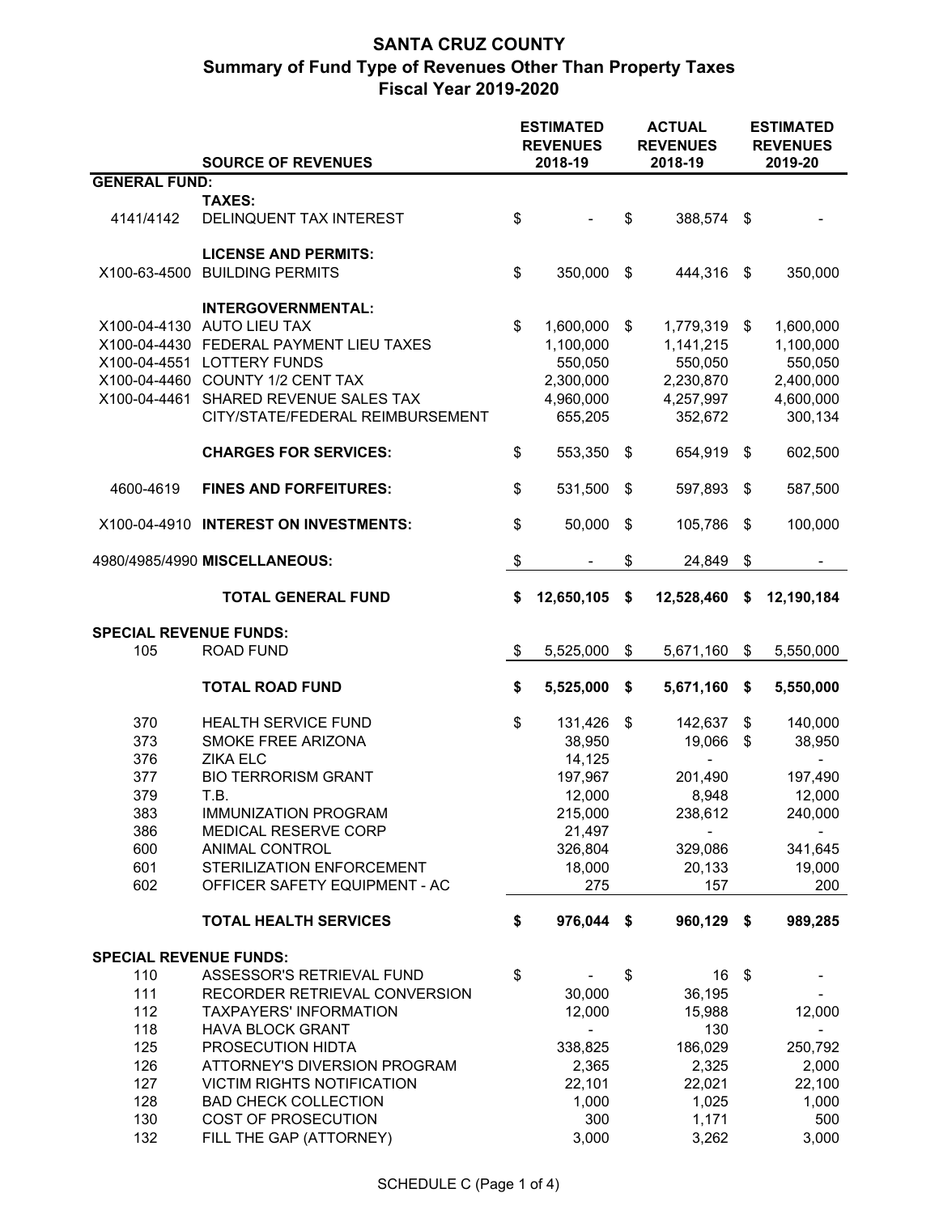# SANTA CRUZ COUNTY
## Summary of Fund Type of Revenues Other Than Property Taxes
## Fiscal Year 2019-2020

| | SOURCE OF REVENUES | ESTIMATED REVENUES 2018-19 | ACTUAL REVENUES 2018-19 | ESTIMATED REVENUES 2019-20 |
|---|---|---|---|---|
| **GENERAL FUND:** | | | | |
| | **TAXES:** | | | |
| 4141/4142 | DELINQUENT TAX INTEREST | $ - | $ 388,574 | $ - |
| | **LICENSE AND PERMITS:** | | | |
| X100-63-4500 | BUILDING PERMITS | $ 350,000 | $ 444,316 | $ 350,000 |
| | **INTERGOVERNMENTAL:** | | | |
| X100-04-4130 | AUTO LIEU TAX | $ 1,600,000 | $ 1,779,319 | $ 1,600,000 |
| X100-04-4430 | FEDERAL PAYMENT LIEU TAXES | 1,100,000 | 1,141,215 | 1,100,000 |
| X100-04-4551 | LOTTERY FUNDS | 550,050 | 550,050 | 550,050 |
| X100-04-4460 | COUNTY 1/2 CENT TAX | 2,300,000 | 2,230,870 | 2,400,000 |
| X100-04-4461 | SHARED REVENUE SALES TAX | 4,960,000 | 4,257,997 | 4,600,000 |
| | CITY/STATE/FEDERAL REIMBURSEMENT | 655,205 | 352,672 | 300,134 |
| | **CHARGES FOR SERVICES:** | $ 553,350 | $ 654,919 | $ 602,500 |
| 4600-4619 | **FINES AND FORFEITURES:** | $ 531,500 | $ 597,893 | $ 587,500 |
| X100-04-4910 | **INTEREST ON INVESTMENTS:** | $ 50,000 | $ 105,786 | $ 100,000 |
| 4980/4985/4990 | **MISCELLANEOUS:** | $ - | $ 24,849 | $ - |
| | **TOTAL GENERAL FUND** | **$ 12,650,105** | **$ 12,528,460** | **$ 12,190,184** |
| **SPECIAL REVENUE FUNDS:** | | | | |
| 105 | ROAD FUND | $ 5,525,000 | $ 5,671,160 | $ 5,550,000 |
| | **TOTAL ROAD FUND** | **$ 5,525,000** | **$ 5,671,160** | **$ 5,550,000** |
| 370 | HEALTH SERVICE FUND | $ 131,426 | $ 142,637 | $ 140,000 |
| 373 | SMOKE FREE ARIZONA | 38,950 | 19,066 | $ 38,950 |
| 376 | ZIKA ELC | 14,125 | - | - |
| 377 | BIO TERRORISM GRANT | 197,967 | 201,490 | 197,490 |
| 379 | T.B. | 12,000 | 8,948 | 12,000 |
| 383 | IMMUNIZATION PROGRAM | 215,000 | 238,612 | 240,000 |
| 386 | MEDICAL RESERVE CORP | 21,497 | - | - |
| 600 | ANIMAL CONTROL | 326,804 | 329,086 | 341,645 |
| 601 | STERILIZATION ENFORCEMENT | 18,000 | 20,133 | 19,000 |
| 602 | OFFICER SAFETY EQUIPMENT - AC | 275 | 157 | 200 |
| | **TOTAL HEALTH SERVICES** | **$ 976,044** | **$ 960,129** | **$ 989,285** |
| **SPECIAL REVENUE FUNDS:** | | | | |
| 110 | ASSESSOR'S RETRIEVAL FUND | $ - | $ 16 | $ - |
| 111 | RECORDER RETRIEVAL CONVERSION | 30,000 | 36,195 | - |
| 112 | TAXPAYERS' INFORMATION | 12,000 | 15,988 | 12,000 |
| 118 | HAVA BLOCK GRANT | - | 130 | - |
| 125 | PROSECUTION HIDTA | 338,825 | 186,029 | 250,792 |
| 126 | ATTORNEY'S DIVERSION PROGRAM | 2,365 | 2,325 | 2,000 |
| 127 | VICTIM RIGHTS NOTIFICATION | 22,101 | 22,021 | 22,100 |
| 128 | BAD CHECK COLLECTION | 1,000 | 1,025 | 1,000 |
| 130 | COST OF PROSECUTION | 300 | 1,171 | 500 |
| 132 | FILL THE GAP (ATTORNEY) | 3,000 | 3,262 | 3,000 |

SCHEDULE C (Page 1 of 4)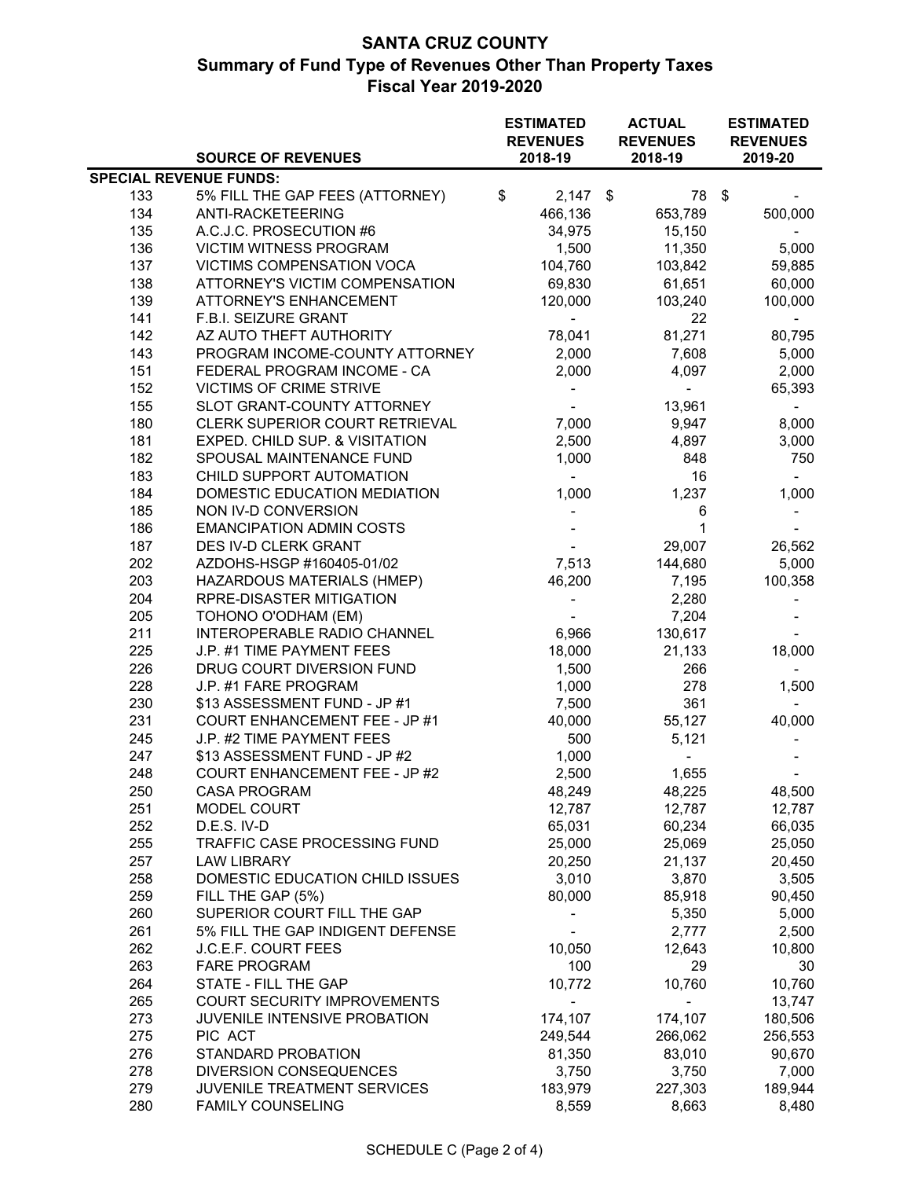# SANTA CRUZ COUNTY
## Summary of Fund Type of Revenues Other Than Property Taxes
### Fiscal Year 2019-2020

| | SOURCE OF REVENUES | ESTIMATED REVENUES 2018-19 | ACTUAL REVENUES 2018-19 | ESTIMATED REVENUES 2019-20 |
|---|---|---|---|---|
| **SPECIAL REVENUE FUNDS:** | | | | |
| 133 | 5% FILL THE GAP FEES (ATTORNEY) | $ 2,147 | $ 78 | $ - |
| 134 | ANTI-RACKETEERING | 466,136 | 653,789 | 500,000 |
| 135 | A.C.J.C. PROSECUTION #6 | 34,975 | 15,150 | - |
| 136 | VICTIM WITNESS PROGRAM | 1,500 | 11,350 | 5,000 |
| 137 | VICTIMS COMPENSATION VOCA | 104,760 | 103,842 | 59,885 |
| 138 | ATTORNEY'S VICTIM COMPENSATION | 69,830 | 61,651 | 60,000 |
| 139 | ATTORNEY'S ENHANCEMENT | 120,000 | 103,240 | 100,000 |
| 141 | F.B.I. SEIZURE GRANT | - | 22 | - |
| 142 | AZ AUTO THEFT AUTHORITY | 78,041 | 81,271 | 80,795 |
| 143 | PROGRAM INCOME-COUNTY ATTORNEY | 2,000 | 7,608 | 5,000 |
| 151 | FEDERAL PROGRAM INCOME - CA | 2,000 | 4,097 | 2,000 |
| 152 | VICTIMS OF CRIME STRIVE | - | - | 65,393 |
| 155 | SLOT GRANT-COUNTY ATTORNEY | - | 13,961 | - |
| 180 | CLERK SUPERIOR COURT RETRIEVAL | 7,000 | 9,947 | 8,000 |
| 181 | EXPED. CHILD SUP. & VISITATION | 2,500 | 4,897 | 3,000 |
| 182 | SPOUSAL MAINTENANCE FUND | 1,000 | 848 | 750 |
| 183 | CHILD SUPPORT AUTOMATION | - | 16 | - |
| 184 | DOMESTIC EDUCATION MEDIATION | 1,000 | 1,237 | 1,000 |
| 185 | NON IV-D CONVERSION | - | 6 | - |
| 186 | EMANCIPATION ADMIN COSTS | - | 1 | - |
| 187 | DES IV-D CLERK GRANT | - | 29,007 | 26,562 |
| 202 | AZDOHS-HSGP #160405-01/02 | 7,513 | 144,680 | 5,000 |
| 203 | HAZARDOUS MATERIALS (HMEP) | 46,200 | 7,195 | 100,358 |
| 204 | RPRE-DISASTER MITIGATION | - | 2,280 | - |
| 205 | TOHONO O'ODHAM (EM) | - | 7,204 | - |
| 211 | INTEROPERABLE RADIO CHANNEL | 6,966 | 130,617 | - |
| 225 | J.P. #1 TIME PAYMENT FEES | 18,000 | 21,133 | 18,000 |
| 226 | DRUG COURT DIVERSION FUND | 1,500 | 266 | - |
| 228 | J.P. #1 FARE PROGRAM | 1,000 | 278 | 1,500 |
| 230 | $13 ASSESSMENT FUND - JP #1 | 7,500 | 361 | - |
| 231 | COURT ENHANCEMENT FEE - JP #1 | 40,000 | 55,127 | 40,000 |
| 245 | J.P. #2 TIME PAYMENT FEES | 500 | 5,121 | - |
| 247 | $13 ASSESSMENT FUND - JP #2 | 1,000 | - | - |
| 248 | COURT ENHANCEMENT FEE - JP #2 | 2,500 | 1,655 | - |
| 250 | CASA PROGRAM | 48,249 | 48,225 | 48,500 |
| 251 | MODEL COURT | 12,787 | 12,787 | 12,787 |
| 252 | D.E.S. IV-D | 65,031 | 60,234 | 66,035 |
| 255 | TRAFFIC CASE PROCESSING FUND | 25,000 | 25,069 | 25,050 |
| 257 | LAW LIBRARY | 20,250 | 21,137 | 20,450 |
| 258 | DOMESTIC EDUCATION CHILD ISSUES | 3,010 | 3,870 | 3,505 |
| 259 | FILL THE GAP (5%) | 80,000 | 85,918 | 90,450 |
| 260 | SUPERIOR COURT FILL THE GAP | - | 5,350 | 5,000 |
| 261 | 5% FILL THE GAP INDIGENT DEFENSE | - | 2,777 | 2,500 |
| 262 | J.C.E.F. COURT FEES | 10,050 | 12,643 | 10,800 |
| 263 | FARE PROGRAM | 100 | 29 | 30 |
| 264 | STATE - FILL THE GAP | 10,772 | 10,760 | 10,760 |
| 265 | COURT SECURITY IMPROVEMENTS | - | - | 13,747 |
| 273 | JUVENILE INTENSIVE PROBATION | 174,107 | 174,107 | 180,506 |
| 275 | PIC ACT | 249,544 | 266,062 | 256,553 |
| 276 | STANDARD PROBATION | 81,350 | 83,010 | 90,670 |
| 278 | DIVERSION CONSEQUENCES | 3,750 | 3,750 | 7,000 |
| 279 | JUVENILE TREATMENT SERVICES | 183,979 | 227,303 | 189,944 |
| 280 | FAMILY COUNSELING | 8,559 | 8,663 | 8,480 |

SCHEDULE C (Page 2 of 4)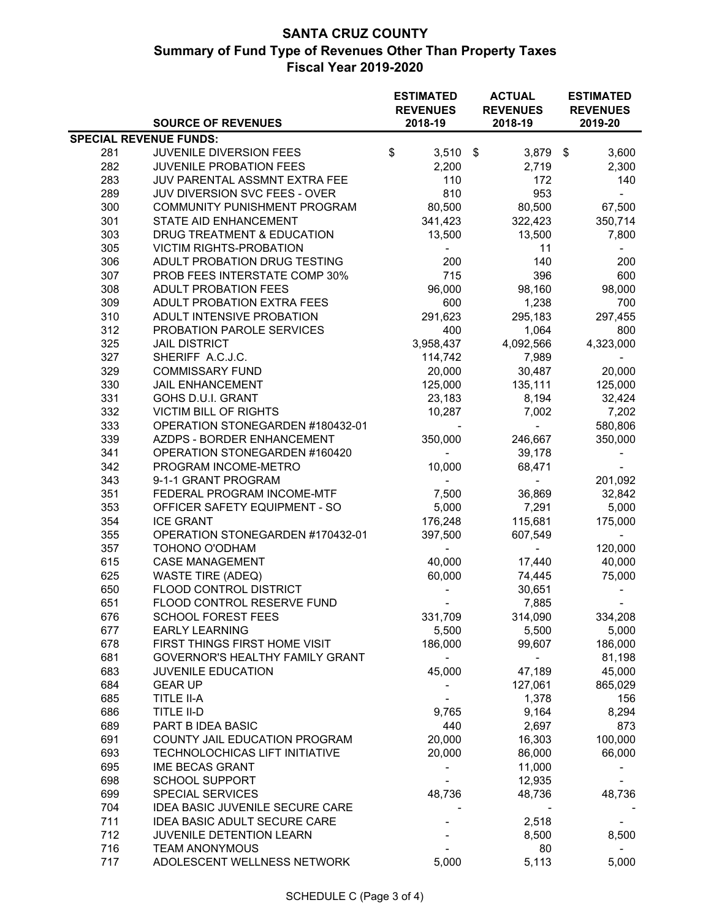# SANTA CRUZ COUNTY

## Summary of Fund Type of Revenues Other Than Property Taxes

## Fiscal Year 2019-2020

| | SOURCE OF REVENUES | ESTIMATED REVENUES 2018-19 | ACTUAL REVENUES 2018-19 | ESTIMATED REVENUES 2019-20 |
|---|---|---|---|---|
| **SPECIAL REVENUE FUNDS:** | | | | |
| 281 | JUVENILE DIVERSION FEES | $ 3,510 | $ 3,879 | $ 3,600 |
| 282 | JUVENILE PROBATION FEES | 2,200 | 2,719 | 2,300 |
| 283 | JUV PARENTAL ASSMNT EXTRA FEE | 110 | 172 | 140 |
| 289 | JUV DIVERSION SVC FEES - OVER | 810 | 953 | - |
| 300 | COMMUNITY PUNISHMENT PROGRAM | 80,500 | 80,500 | 67,500 |
| 301 | STATE AID ENHANCEMENT | 341,423 | 322,423 | 350,714 |
| 303 | DRUG TREATMENT & EDUCATION | 13,500 | 13,500 | 7,800 |
| 305 | VICTIM RIGHTS-PROBATION | - | 11 | - |
| 306 | ADULT PROBATION DRUG TESTING | 200 | 140 | 200 |
| 307 | PROB FEES INTERSTATE COMP 30% | 715 | 396 | 600 |
| 308 | ADULT PROBATION FEES | 96,000 | 98,160 | 98,000 |
| 309 | ADULT PROBATION EXTRA FEES | 600 | 1,238 | 700 |
| 310 | ADULT INTENSIVE PROBATION | 291,623 | 295,183 | 297,455 |
| 312 | PROBATION PAROLE SERVICES | 400 | 1,064 | 800 |
| 325 | JAIL DISTRICT | 3,958,437 | 4,092,566 | 4,323,000 |
| 327 | SHERIFF A.C.J.C. | 114,742 | 7,989 | - |
| 329 | COMMISSARY FUND | 20,000 | 30,487 | 20,000 |
| 330 | JAIL ENHANCEMENT | 125,000 | 135,111 | 125,000 |
| 331 | GOHS D.U.I. GRANT | 23,183 | 8,194 | 32,424 |
| 332 | VICTIM BILL OF RIGHTS | 10,287 | 7,002 | 7,202 |
| 333 | OPERATION STONEGARDEN #180432-01 | - | - | 580,806 |
| 339 | AZDPS - BORDER ENHANCEMENT | 350,000 | 246,667 | 350,000 |
| 341 | OPERATION STONEGARDEN #160420 | - | 39,178 | - |
| 342 | PROGRAM INCOME-METRO | 10,000 | 68,471 | - |
| 343 | 9-1-1 GRANT PROGRAM | - | - | 201,092 |
| 351 | FEDERAL PROGRAM INCOME-MTF | 7,500 | 36,869 | 32,842 |
| 353 | OFFICER SAFETY EQUIPMENT - SO | 5,000 | 7,291 | 5,000 |
| 354 | ICE GRANT | 176,248 | 115,681 | 175,000 |
| 355 | OPERATION STONEGARDEN #170432-01 | 397,500 | 607,549 | - |
| 357 | TOHONO O'ODHAM | - | - | 120,000 |
| 615 | CASE MANAGEMENT | 40,000 | 17,440 | 40,000 |
| 625 | WASTE TIRE (ADEQ) | 60,000 | 74,445 | 75,000 |
| 650 | FLOOD CONTROL DISTRICT | - | 30,651 | - |
| 651 | FLOOD CONTROL RESERVE FUND | - | 7,885 | - |
| 676 | SCHOOL FOREST FEES | 331,709 | 314,090 | 334,208 |
| 677 | EARLY LEARNING | 5,500 | 5,500 | 5,000 |
| 678 | FIRST THINGS FIRST HOME VISIT | 186,000 | 99,607 | 186,000 |
| 681 | GOVERNOR'S HEALTHY FAMILY GRANT | - | - | 81,198 |
| 683 | JUVENILE EDUCATION | 45,000 | 47,189 | 45,000 |
| 684 | GEAR UP | - | 127,061 | 865,029 |
| 685 | TITLE II-A | - | 1,378 | 156 |
| 686 | TITLE II-D | 9,765 | 9,164 | 8,294 |
| 689 | PART B IDEA BASIC | 440 | 2,697 | 873 |
| 691 | COUNTY JAIL EDUCATION PROGRAM | 20,000 | 16,303 | 100,000 |
| 693 | TECHNOLOCHICAS LIFT INITIATIVE | 20,000 | 86,000 | 66,000 |
| 695 | IME BECAS GRANT | - | 11,000 | - |
| 698 | SCHOOL SUPPORT | - | 12,935 | - |
| 699 | SPECIAL SERVICES | 48,736 | 48,736 | 48,736 |
| 704 | IDEA BASIC JUVENILE SECURE CARE | - | - | - |
| 711 | IDEA BASIC ADULT SECURE CARE | - | 2,518 | - |
| 712 | JUVENILE DETENTION LEARN | - | 8,500 | 8,500 |
| 716 | TEAM ANONYMOUS | - | 80 | - |
| 717 | ADOLESCENT WELLNESS NETWORK | 5,000 | 5,113 | 5,000 |

SCHEDULE C (Page 3 of 4)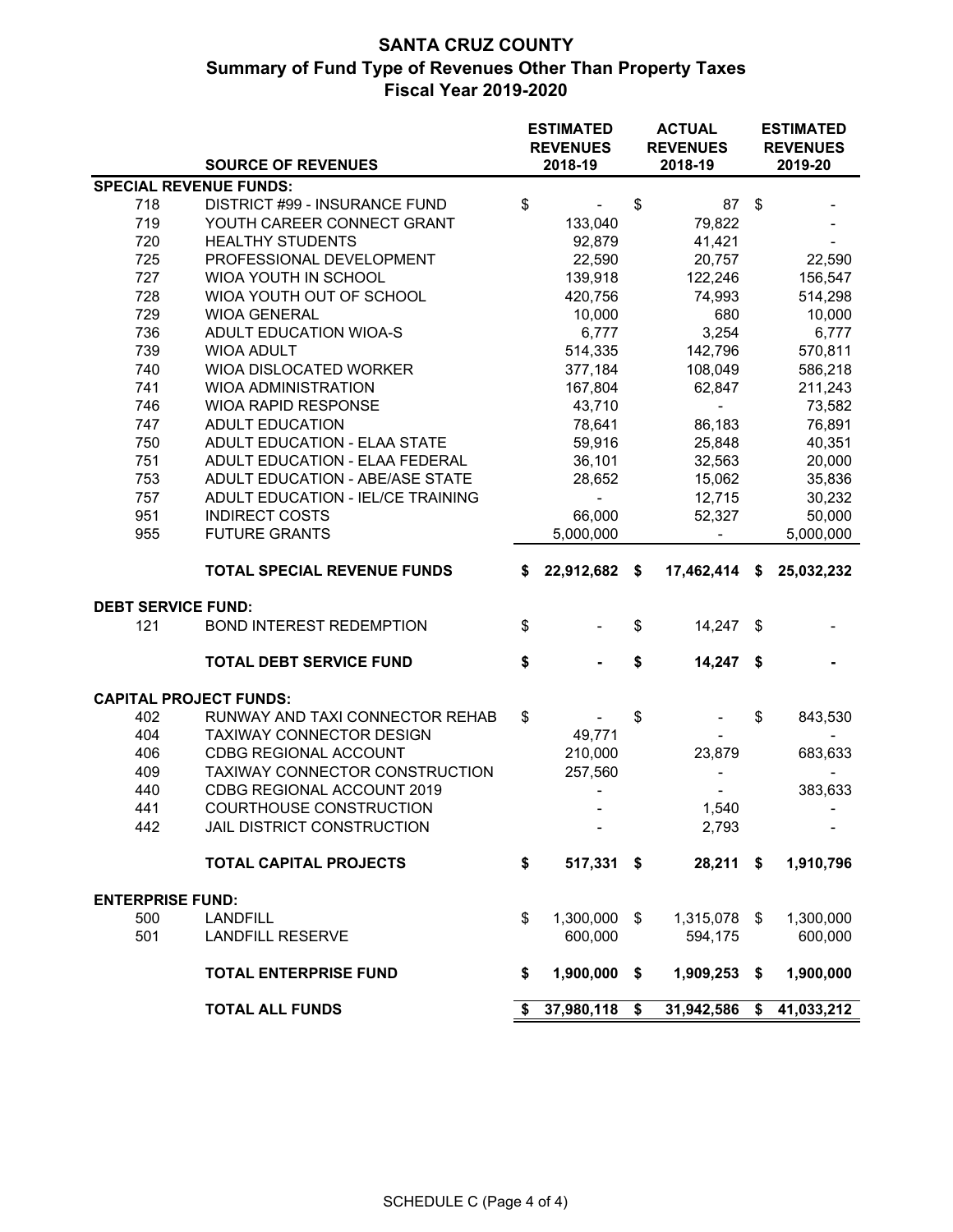# SANTA CRUZ COUNTY
## Summary of Fund Type of Revenues Other Than Property Taxes
## Fiscal Year 2019-2020

| | SOURCE OF REVENUES | ESTIMATED REVENUES 2018-19 | ACTUAL REVENUES 2018-19 | ESTIMATED REVENUES 2019-20 |
|---|---|---|---|---|
| **SPECIAL REVENUE FUNDS:** | | | | |
| 718 | DISTRICT #99 - INSURANCE FUND | $ - | $ 87 | $ - |
| 719 | YOUTH CAREER CONNECT GRANT | 133,040 | 79,822 | - |
| 720 | HEALTHY STUDENTS | 92,879 | 41,421 | - |
| 725 | PROFESSIONAL DEVELOPMENT | 22,590 | 20,757 | 22,590 |
| 727 | WIOA YOUTH IN SCHOOL | 139,918 | 122,246 | 156,547 |
| 728 | WIOA YOUTH OUT OF SCHOOL | 420,756 | 74,993 | 514,298 |
| 729 | WIOA GENERAL | 10,000 | 680 | 10,000 |
| 736 | ADULT EDUCATION WIOA-S | 6,777 | 3,254 | 6,777 |
| 739 | WIOA ADULT | 514,335 | 142,796 | 570,811 |
| 740 | WIOA DISLOCATED WORKER | 377,184 | 108,049 | 586,218 |
| 741 | WIOA ADMINISTRATION | 167,804 | 62,847 | 211,243 |
| 746 | WIOA RAPID RESPONSE | 43,710 | - | 73,582 |
| 747 | ADULT EDUCATION | 78,641 | 86,183 | 76,891 |
| 750 | ADULT EDUCATION - ELAA STATE | 59,916 | 25,848 | 40,351 |
| 751 | ADULT EDUCATION - ELAA FEDERAL | 36,101 | 32,563 | 20,000 |
| 753 | ADULT EDUCATION - ABE/ASE STATE | 28,652 | 15,062 | 35,836 |
| 757 | ADULT EDUCATION - IEL/CE TRAINING | - | 12,715 | 30,232 |
| 951 | INDIRECT COSTS | 66,000 | 52,327 | 50,000 |
| 955 | FUTURE GRANTS | 5,000,000 | - | 5,000,000 |
| | **TOTAL SPECIAL REVENUE FUNDS** | **$ 22,912,682** | **$ 17,462,414** | **$ 25,032,232** |
| **DEBT SERVICE FUND:** | | | | |
| 121 | BOND INTEREST REDEMPTION | $ - | $ 14,247 | $ - |
| | **TOTAL DEBT SERVICE FUND** | **$ -** | **$ 14,247** | **$ -** |
| **CAPITAL PROJECT FUNDS:** | | | | |
| 402 | RUNWAY AND TAXI CONNECTOR REHAB | $ - | $ - | $ 843,530 |
| 404 | TAXIWAY CONNECTOR DESIGN | 49,771 | - | - |
| 406 | CDBG REGIONAL ACCOUNT | 210,000 | 23,879 | 683,633 |
| 409 | TAXIWAY CONNECTOR CONSTRUCTION | 257,560 | - | - |
| 440 | CDBG REGIONAL ACCOUNT 2019 | - | - | 383,633 |
| 441 | COURTHOUSE CONSTRUCTION | - | 1,540 | - |
| 442 | JAIL DISTRICT CONSTRUCTION | - | 2,793 | - |
| | **TOTAL CAPITAL PROJECTS** | **$ 517,331** | **$ 28,211** | **$ 1,910,796** |
| **ENTERPRISE FUND:** | | | | |
| 500 | LANDFILL | $ 1,300,000 | $ 1,315,078 | $ 1,300,000 |
| 501 | LANDFILL RESERVE | 600,000 | 594,175 | 600,000 |
| | **TOTAL ENTERPRISE FUND** | **$ 1,900,000** | **$ 1,909,253** | **$ 1,900,000** |
| | **TOTAL ALL FUNDS** | **$ 37,980,118** | **$ 31,942,586** | **$ 41,033,212** |

SCHEDULE C (Page 4 of 4)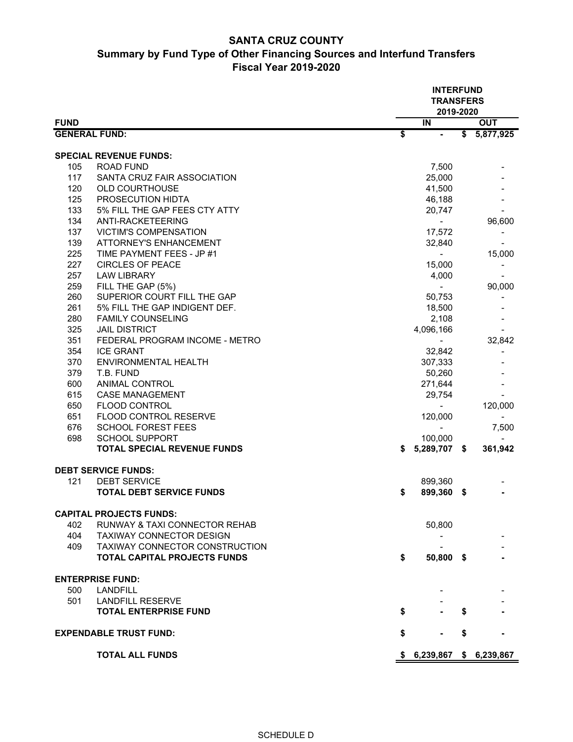# SANTA CRUZ COUNTY

## Summary by Fund Type of Other Financing Sources and Interfund Transfers

### Fiscal Year 2019-2020

| FUND | | INTERFUND TRANSFERS 2019-2020 IN | OUT |
|---|---|---|---|
| **GENERAL FUND:** | | $ - | $ 5,877,925 |
| **SPECIAL REVENUE FUNDS:** | | | |
| 105 | ROAD FUND | 7,500 | - |
| 117 | SANTA CRUZ FAIR ASSOCIATION | 25,000 | - |
| 120 | OLD COURTHOUSE | 41,500 | - |
| 125 | PROSECUTION HIDTA | 46,188 | - |
| 133 | 5% FILL THE GAP FEES CTY ATTY | 20,747 | - |
| 134 | ANTI-RACKETEERING | - | 96,600 |
| 137 | VICTIM'S COMPENSATION | 17,572 | - |
| 139 | ATTORNEY'S ENHANCEMENT | 32,840 | - |
| 225 | TIME PAYMENT FEES - JP #1 | - | 15,000 |
| 227 | CIRCLES OF PEACE | 15,000 | - |
| 257 | LAW LIBRARY | 4,000 | - |
| 259 | FILL THE GAP (5%) | - | 90,000 |
| 260 | SUPERIOR COURT FILL THE GAP | 50,753 | - |
| 261 | 5% FILL THE GAP INDIGENT DEF. | 18,500 | - |
| 280 | FAMILY COUNSELING | 2,108 | - |
| 325 | JAIL DISTRICT | 4,096,166 | - |
| 351 | FEDERAL PROGRAM INCOME - METRO | - | 32,842 |
| 354 | ICE GRANT | 32,842 | - |
| 370 | ENVIRONMENTAL HEALTH | 307,333 | - |
| 379 | T.B. FUND | 50,260 | - |
| 600 | ANIMAL CONTROL | 271,644 | - |
| 615 | CASE MANAGEMENT | 29,754 | - |
| 650 | FLOOD CONTROL | - | 120,000 |
| 651 | FLOOD CONTROL RESERVE | 120,000 | - |
| 676 | SCHOOL FOREST FEES | - | 7,500 |
| 698 | SCHOOL SUPPORT | 100,000 | - |
| | **TOTAL SPECIAL REVENUE FUNDS** | **$ 5,289,707** | **$ 361,942** |
| **DEBT SERVICE FUNDS:** | | | |
| 121 | DEBT SERVICE | 899,360 | - |
| | **TOTAL DEBT SERVICE FUNDS** | **$ 899,360** | **$ -** |
| **CAPITAL PROJECTS FUNDS:** | | | |
| 402 | RUNWAY & TAXI CONNECTOR REHAB | 50,800 | |
| 404 | TAXIWAY CONNECTOR DESIGN | - | - |
| 409 | TAXIWAY CONNECTOR CONSTRUCTION | - | - |
| | **TOTAL CAPITAL PROJECTS FUNDS** | **$ 50,800** | **$ -** |
| **ENTERPRISE FUND:** | | | |
| 500 | LANDFILL | - | - |
| 501 | LANDFILL RESERVE | - | - |
| | **TOTAL ENTERPRISE FUND** | **$ -** | **$ -** |
| **EXPENDABLE TRUST FUND:** | | **$ -** | **$ -** |
| | **TOTAL ALL FUNDS** | **$ 6,239,867** | **$ 6,239,867** |

SCHEDULE D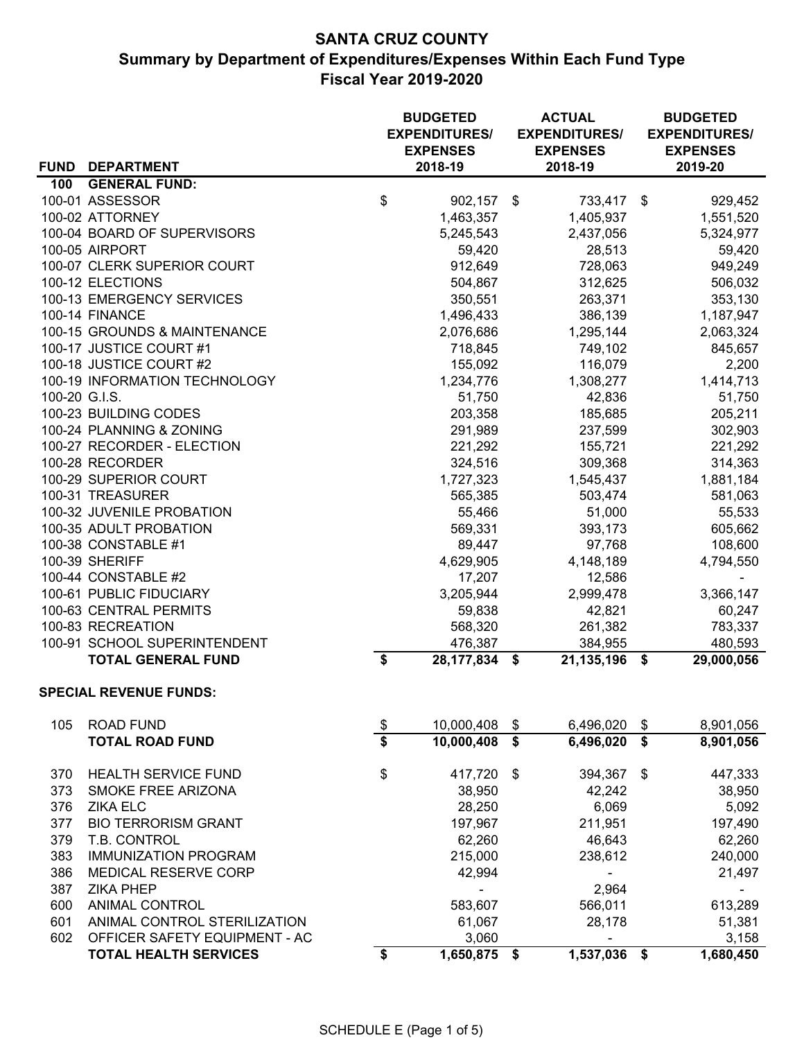# SANTA CRUZ COUNTY

## Summary by Department of Expenditures/Expenses Within Each Fund Type

## Fiscal Year 2019-2020

| FUND | DEPARTMENT | BUDGETED EXPENDITURES/ EXPENSES 2018-19 | ACTUAL EXPENDITURES/ EXPENSES 2018-19 | BUDGETED EXPENDITURES/ EXPENSES 2019-20 |
|---|---|---|---|---|
| **100** | **GENERAL FUND:** | | | |
| 100-01 | ASSESSOR | $ 902,157 | $ 733,417 | $ 929,452 |
| 100-02 | ATTORNEY | 1,463,357 | 1,405,937 | 1,551,520 |
| 100-04 | BOARD OF SUPERVISORS | 5,245,543 | 2,437,056 | 5,324,977 |
| 100-05 | AIRPORT | 59,420 | 28,513 | 59,420 |
| 100-07 | CLERK SUPERIOR COURT | 912,649 | 728,063 | 949,249 |
| 100-12 | ELECTIONS | 504,867 | 312,625 | 506,032 |
| 100-13 | EMERGENCY SERVICES | 350,551 | 263,371 | 353,130 |
| 100-14 | FINANCE | 1,496,433 | 386,139 | 1,187,947 |
| 100-15 | GROUNDS & MAINTENANCE | 2,076,686 | 1,295,144 | 2,063,324 |
| 100-17 | JUSTICE COURT #1 | 718,845 | 749,102 | 845,657 |
| 100-18 | JUSTICE COURT #2 | 155,092 | 116,079 | 2,200 |
| 100-19 | INFORMATION TECHNOLOGY | 1,234,776 | 1,308,277 | 1,414,713 |
| 100-20 | G.I.S. | 51,750 | 42,836 | 51,750 |
| 100-23 | BUILDING CODES | 203,358 | 185,685 | 205,211 |
| 100-24 | PLANNING & ZONING | 291,989 | 237,599 | 302,903 |
| 100-27 | RECORDER - ELECTION | 221,292 | 155,721 | 221,292 |
| 100-28 | RECORDER | 324,516 | 309,368 | 314,363 |
| 100-29 | SUPERIOR COURT | 1,727,323 | 1,545,437 | 1,881,184 |
| 100-31 | TREASURER | 565,385 | 503,474 | 581,063 |
| 100-32 | JUVENILE PROBATION | 55,466 | 51,000 | 55,533 |
| 100-35 | ADULT PROBATION | 569,331 | 393,173 | 605,662 |
| 100-38 | CONSTABLE #1 | 89,447 | 97,768 | 108,600 |
| 100-39 | SHERIFF | 4,629,905 | 4,148,189 | 4,794,550 |
| 100-44 | CONSTABLE #2 | 17,207 | 12,586 | - |
| 100-61 | PUBLIC FIDUCIARY | 3,205,944 | 2,999,478 | 3,366,147 |
| 100-63 | CENTRAL PERMITS | 59,838 | 42,821 | 60,247 |
| 100-83 | RECREATION | 568,320 | 261,382 | 783,337 |
| 100-91 | SCHOOL SUPERINTENDENT | 476,387 | 384,955 | 480,593 |
| | **TOTAL GENERAL FUND** | **$ 28,177,834** | **$ 21,135,196** | **$ 29,000,056** |
| | **SPECIAL REVENUE FUNDS:** | | | |
| 105 | ROAD FUND | $ 10,000,408 | $ 6,496,020 | $ 8,901,056 |
| | **TOTAL ROAD FUND** | **$ 10,000,408** | **$ 6,496,020** | **$ 8,901,056** |
| 370 | HEALTH SERVICE FUND | $ 417,720 | $ 394,367 | $ 447,333 |
| 373 | SMOKE FREE ARIZONA | 38,950 | 42,242 | 38,950 |
| 376 | ZIKA ELC | 28,250 | 6,069 | 5,092 |
| 377 | BIO TERRORISM GRANT | 197,967 | 211,951 | 197,490 |
| 379 | T.B. CONTROL | 62,260 | 46,643 | 62,260 |
| 383 | IMMUNIZATION PROGRAM | 215,000 | 238,612 | 240,000 |
| 386 | MEDICAL RESERVE CORP | 42,994 | - | 21,497 |
| 387 | ZIKA PHEP | - | 2,964 | - |
| 600 | ANIMAL CONTROL | 583,607 | 566,011 | 613,289 |
| 601 | ANIMAL CONTROL STERILIZATION | 61,067 | 28,178 | 51,381 |
| 602 | OFFICER SAFETY EQUIPMENT - AC | 3,060 | - | 3,158 |
| | **TOTAL HEALTH SERVICES** | **$ 1,650,875** | **$ 1,537,036** | **$ 1,680,450** |

SCHEDULE E (Page 1 of 5)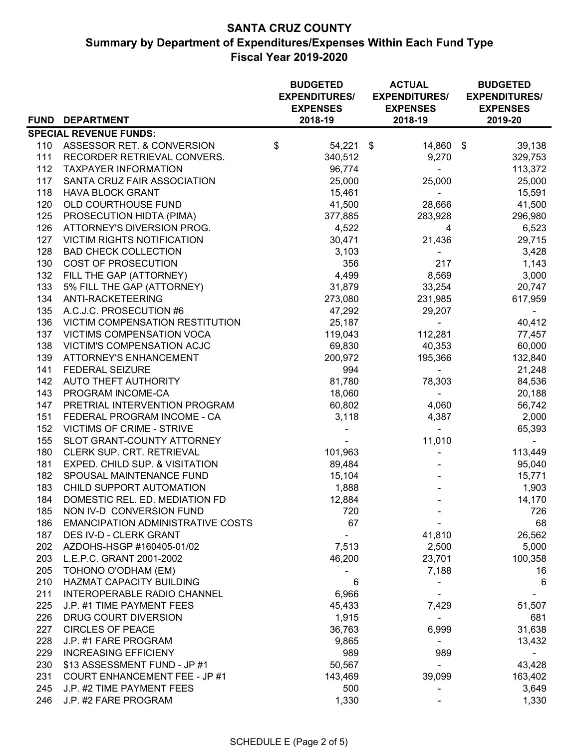# SANTA CRUZ COUNTY

## Summary by Department of Expenditures/Expenses Within Each Fund Type

### Fiscal Year 2019-2020

| FUND | DEPARTMENT | BUDGETED EXPENDITURES/ EXPENSES 2018-19 | ACTUAL EXPENDITURES/ EXPENSES 2018-19 | BUDGETED EXPENDITURES/ EXPENSES 2019-20 |
|---|---|---|---|---|
| **SPECIAL REVENUE FUNDS:** | | | | |
| 110 | ASSESSOR RET. & CONVERSION | $ 54,221 | $ 14,860 | $ 39,138 |
| 111 | RECORDER RETRIEVAL CONVERS. | 340,512 | 9,270 | 329,753 |
| 112 | TAXPAYER INFORMATION | 96,774 | - | 113,372 |
| 117 | SANTA CRUZ FAIR ASSOCIATION | 25,000 | 25,000 | 25,000 |
| 118 | HAVA BLOCK GRANT | 15,461 | - | 15,591 |
| 120 | OLD COURTHOUSE FUND | 41,500 | 28,666 | 41,500 |
| 125 | PROSECUTION HIDTA (PIMA) | 377,885 | 283,928 | 296,980 |
| 126 | ATTORNEY'S DIVERSION PROG. | 4,522 | 4 | 6,523 |
| 127 | VICTIM RIGHTS NOTIFICATION | 30,471 | 21,436 | 29,715 |
| 128 | BAD CHECK COLLECTION | 3,103 | - | 3,428 |
| 130 | COST OF PROSECUTION | 356 | 217 | 1,143 |
| 132 | FILL THE GAP (ATTORNEY) | 4,499 | 8,569 | 3,000 |
| 133 | 5% FILL THE GAP (ATTORNEY) | 31,879 | 33,254 | 20,747 |
| 134 | ANTI-RACKETEERING | 273,080 | 231,985 | 617,959 |
| 135 | A.C.J.C. PROSECUTION #6 | 47,292 | 29,207 | - |
| 136 | VICTIM COMPENSATION RESTITUTION | 25,187 | - | 40,412 |
| 137 | VICTIMS COMPENSATION VOCA | 119,043 | 112,281 | 77,457 |
| 138 | VICTIM'S COMPENSATION ACJC | 69,830 | 40,353 | 60,000 |
| 139 | ATTORNEY'S ENHANCEMENT | 200,972 | 195,366 | 132,840 |
| 141 | FEDERAL SEIZURE | 994 | - | 21,248 |
| 142 | AUTO THEFT AUTHORITY | 81,780 | 78,303 | 84,536 |
| 143 | PROGRAM INCOME-CA | 18,060 | - | 20,188 |
| 147 | PRETRIAL INTERVENTION PROGRAM | 60,802 | 4,060 | 56,742 |
| 151 | FEDERAL PROGRAM INCOME - CA | 3,118 | 4,387 | 2,000 |
| 152 | VICTIMS OF CRIME - STRIVE | - | - | 65,393 |
| 155 | SLOT GRANT-COUNTY ATTORNEY | - | 11,010 | - |
| 180 | CLERK SUP. CRT. RETRIEVAL | 101,963 | - | 113,449 |
| 181 | EXPED. CHILD SUP. & VISITATION | 89,484 | - | 95,040 |
| 182 | SPOUSAL MAINTENANCE FUND | 15,104 | - | 15,771 |
| 183 | CHILD SUPPORT AUTOMATION | 1,888 | - | 1,903 |
| 184 | DOMESTIC REL. ED. MEDIATION FD | 12,884 | - | 14,170 |
| 185 | NON IV-D CONVERSION FUND | 720 | - | 726 |
| 186 | EMANCIPATION ADMINISTRATIVE COSTS | 67 | - | 68 |
| 187 | DES IV-D - CLERK GRANT | - | 41,810 | 26,562 |
| 202 | AZDOHS-HSGP #160405-01/02 | 7,513 | 2,500 | 5,000 |
| 203 | L.E.P.C. GRANT 2001-2002 | 46,200 | 23,701 | 100,358 |
| 205 | TOHONO O'ODHAM (EM) | - | 7,188 | 16 |
| 210 | HAZMAT CAPACITY BUILDING | 6 | - | 6 |
| 211 | INTEROPERABLE RADIO CHANNEL | 6,966 | - | - |
| 225 | J.P. #1 TIME PAYMENT FEES | 45,433 | 7,429 | 51,507 |
| 226 | DRUG COURT DIVERSION | 1,915 | - | 681 |
| 227 | CIRCLES OF PEACE | 36,763 | 6,999 | 31,638 |
| 228 | J.P. #1 FARE PROGRAM | 9,865 | - | 13,432 |
| 229 | INCREASING EFFICIENY | 989 | 989 | - |
| 230 | $13 ASSESSMENT FUND - JP #1 | 50,567 | - | 43,428 |
| 231 | COURT ENHANCEMENT FEE - JP #1 | 143,469 | 39,099 | 163,402 |
| 245 | J.P. #2 TIME PAYMENT FEES | 500 | - | 3,649 |
| 246 | J.P. #2 FARE PROGRAM | 1,330 | - | 1,330 |

SCHEDULE E (Page 2 of 5)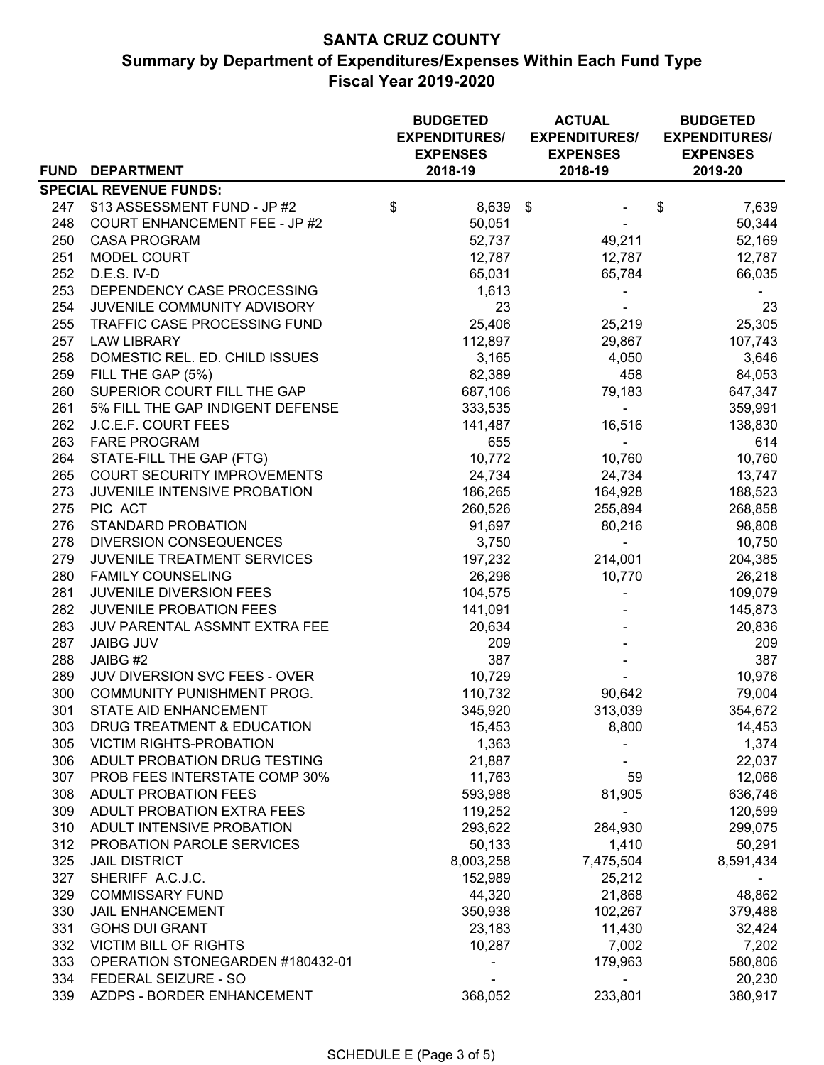# SANTA CRUZ COUNTY

## Summary by Department of Expenditures/Expenses Within Each Fund Type

## Fiscal Year 2019-2020

| FUND | DEPARTMENT | BUDGETED EXPENDITURES/ EXPENSES 2018-19 | ACTUAL EXPENDITURES/ EXPENSES 2018-19 | BUDGETED EXPENDITURES/ EXPENSES 2019-20 |
|---|---|---|---|---|
| **SPECIAL REVENUE FUNDS:** | | | | |
| 247 | $13 ASSESSMENT FUND - JP #2 | $ 8,639 | $ - | $ 7,639 |
| 248 | COURT ENHANCEMENT FEE - JP #2 | 50,051 | - | 50,344 |
| 250 | CASA PROGRAM | 52,737 | 49,211 | 52,169 |
| 251 | MODEL COURT | 12,787 | 12,787 | 12,787 |
| 252 | D.E.S. IV-D | 65,031 | 65,784 | 66,035 |
| 253 | DEPENDENCY CASE PROCESSING | 1,613 | - | - |
| 254 | JUVENILE COMMUNITY ADVISORY | 23 | - | 23 |
| 255 | TRAFFIC CASE PROCESSING FUND | 25,406 | 25,219 | 25,305 |
| 257 | LAW LIBRARY | 112,897 | 29,867 | 107,743 |
| 258 | DOMESTIC REL. ED. CHILD ISSUES | 3,165 | 4,050 | 3,646 |
| 259 | FILL THE GAP (5%) | 82,389 | 458 | 84,053 |
| 260 | SUPERIOR COURT FILL THE GAP | 687,106 | 79,183 | 647,347 |
| 261 | 5% FILL THE GAP INDIGENT DEFENSE | 333,535 | - | 359,991 |
| 262 | J.C.E.F. COURT FEES | 141,487 | 16,516 | 138,830 |
| 263 | FARE PROGRAM | 655 | - | 614 |
| 264 | STATE-FILL THE GAP (FTG) | 10,772 | 10,760 | 10,760 |
| 265 | COURT SECURITY IMPROVEMENTS | 24,734 | 24,734 | 13,747 |
| 273 | JUVENILE INTENSIVE PROBATION | 186,265 | 164,928 | 188,523 |
| 275 | PIC ACT | 260,526 | 255,894 | 268,858 |
| 276 | STANDARD PROBATION | 91,697 | 80,216 | 98,808 |
| 278 | DIVERSION CONSEQUENCES | 3,750 | - | 10,750 |
| 279 | JUVENILE TREATMENT SERVICES | 197,232 | 214,001 | 204,385 |
| 280 | FAMILY COUNSELING | 26,296 | 10,770 | 26,218 |
| 281 | JUVENILE DIVERSION FEES | 104,575 | - | 109,079 |
| 282 | JUVENILE PROBATION FEES | 141,091 | - | 145,873 |
| 283 | JUV PARENTAL ASSMNT EXTRA FEE | 20,634 | - | 20,836 |
| 287 | JAIBG JUV | 209 | - | 209 |
| 288 | JAIBG #2 | 387 | - | 387 |
| 289 | JUV DIVERSION SVC FEES - OVER | 10,729 | - | 10,976 |
| 300 | COMMUNITY PUNISHMENT PROG. | 110,732 | 90,642 | 79,004 |
| 301 | STATE AID ENHANCEMENT | 345,920 | 313,039 | 354,672 |
| 303 | DRUG TREATMENT & EDUCATION | 15,453 | 8,800 | 14,453 |
| 305 | VICTIM RIGHTS-PROBATION | 1,363 | - | 1,374 |
| 306 | ADULT PROBATION DRUG TESTING | 21,887 | - | 22,037 |
| 307 | PROB FEES INTERSTATE COMP 30% | 11,763 | 59 | 12,066 |
| 308 | ADULT PROBATION FEES | 593,988 | 81,905 | 636,746 |
| 309 | ADULT PROBATION EXTRA FEES | 119,252 | - | 120,599 |
| 310 | ADULT INTENSIVE PROBATION | 293,622 | 284,930 | 299,075 |
| 312 | PROBATION PAROLE SERVICES | 50,133 | 1,410 | 50,291 |
| 325 | JAIL DISTRICT | 8,003,258 | 7,475,504 | 8,591,434 |
| 327 | SHERIFF A.C.J.C. | 152,989 | 25,212 | - |
| 329 | COMMISSARY FUND | 44,320 | 21,868 | 48,862 |
| 330 | JAIL ENHANCEMENT | 350,938 | 102,267 | 379,488 |
| 331 | GOHS DUI GRANT | 23,183 | 11,430 | 32,424 |
| 332 | VICTIM BILL OF RIGHTS | 10,287 | 7,002 | 7,202 |
| 333 | OPERATION STONEGARDEN #180432-01 | - | 179,963 | 580,806 |
| 334 | FEDERAL SEIZURE - SO | - | - | 20,230 |
| 339 | AZDPS - BORDER ENHANCEMENT | 368,052 | 233,801 | 380,917 |

SCHEDULE E (Page 3 of 5)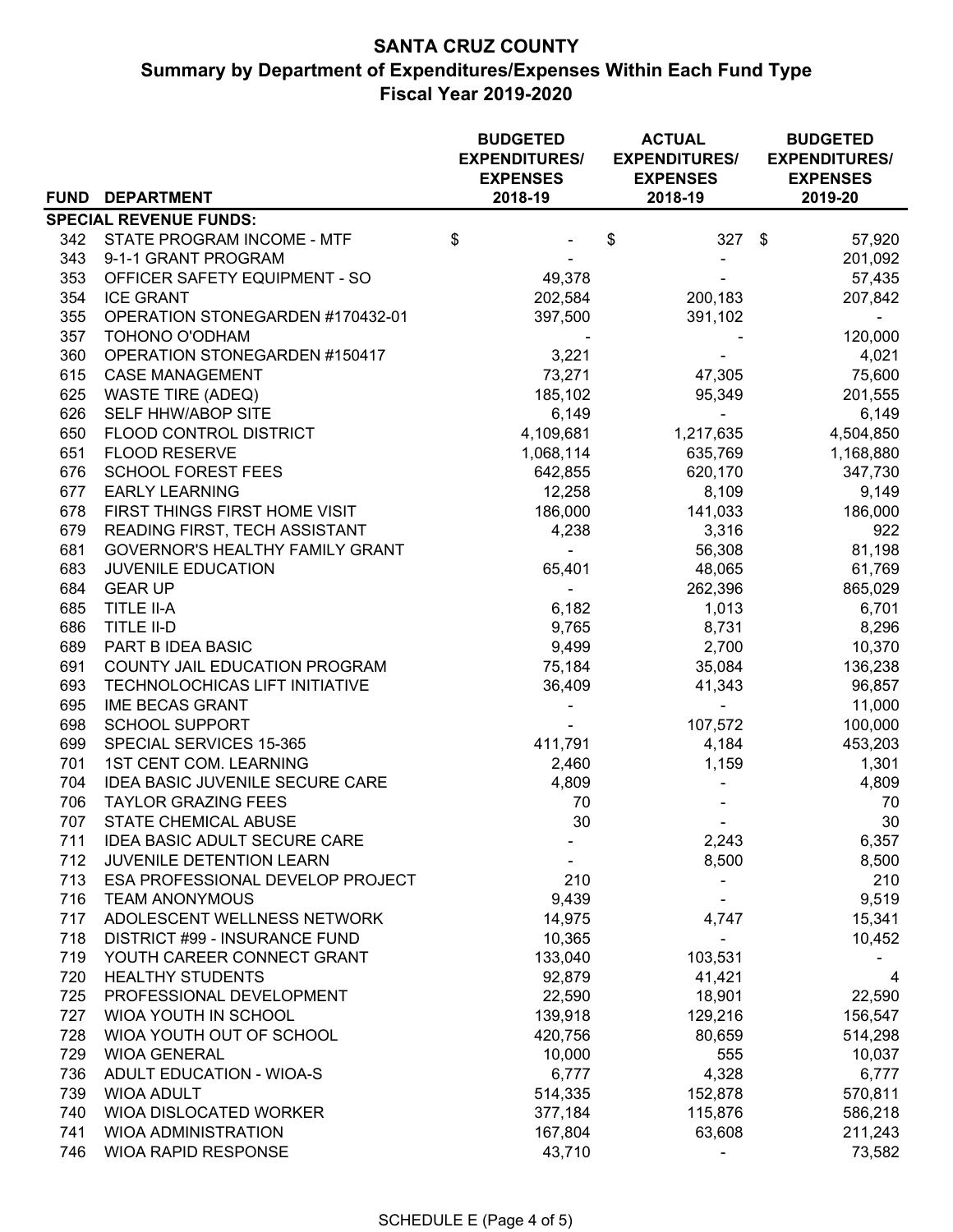# SANTA CRUZ COUNTY

## Summary by Department of Expenditures/Expenses Within Each Fund Type

## Fiscal Year 2019-2020

| FUND | DEPARTMENT | BUDGETED EXPENDITURES/ EXPENSES 2018-19 | ACTUAL EXPENDITURES/ EXPENSES 2018-19 | BUDGETED EXPENDITURES/ EXPENSES 2019-20 |
|---|---|---|---|---|
| **SPECIAL REVENUE FUNDS:** | | | | |
| 342 | STATE PROGRAM INCOME - MTF | $ - | $ 327 | $ 57,920 |
| 343 | 9-1-1 GRANT PROGRAM | - | - | 201,092 |
| 353 | OFFICER SAFETY EQUIPMENT - SO | 49,378 | - | 57,435 |
| 354 | ICE GRANT | 202,584 | 200,183 | 207,842 |
| 355 | OPERATION STONEGARDEN #170432-01 | 397,500 | 391,102 | - |
| 357 | TOHONO O'ODHAM | - | - | 120,000 |
| 360 | OPERATION STONEGARDEN #150417 | 3,221 | - | 4,021 |
| 615 | CASE MANAGEMENT | 73,271 | 47,305 | 75,600 |
| 625 | WASTE TIRE (ADEQ) | 185,102 | 95,349 | 201,555 |
| 626 | SELF HHW/ABOP SITE | 6,149 | - | 6,149 |
| 650 | FLOOD CONTROL DISTRICT | 4,109,681 | 1,217,635 | 4,504,850 |
| 651 | FLOOD RESERVE | 1,068,114 | 635,769 | 1,168,880 |
| 676 | SCHOOL FOREST FEES | 642,855 | 620,170 | 347,730 |
| 677 | EARLY LEARNING | 12,258 | 8,109 | 9,149 |
| 678 | FIRST THINGS FIRST HOME VISIT | 186,000 | 141,033 | 186,000 |
| 679 | READING FIRST, TECH ASSISTANT | 4,238 | 3,316 | 922 |
| 681 | GOVERNOR'S HEALTHY FAMILY GRANT | - | 56,308 | 81,198 |
| 683 | JUVENILE EDUCATION | 65,401 | 48,065 | 61,769 |
| 684 | GEAR UP | - | 262,396 | 865,029 |
| 685 | TITLE II-A | 6,182 | 1,013 | 6,701 |
| 686 | TITLE II-D | 9,765 | 8,731 | 8,296 |
| 689 | PART B IDEA BASIC | 9,499 | 2,700 | 10,370 |
| 691 | COUNTY JAIL EDUCATION PROGRAM | 75,184 | 35,084 | 136,238 |
| 693 | TECHNOLOCHICAS LIFT INITIATIVE | 36,409 | 41,343 | 96,857 |
| 695 | IME BECAS GRANT | - | - | 11,000 |
| 698 | SCHOOL SUPPORT | - | 107,572 | 100,000 |
| 699 | SPECIAL SERVICES 15-365 | 411,791 | 4,184 | 453,203 |
| 701 | 1ST CENT COM. LEARNING | 2,460 | 1,159 | 1,301 |
| 704 | IDEA BASIC JUVENILE SECURE CARE | 4,809 | - | 4,809 |
| 706 | TAYLOR GRAZING FEES | 70 | - | 70 |
| 707 | STATE CHEMICAL ABUSE | 30 | - | 30 |
| 711 | IDEA BASIC ADULT SECURE CARE | - | 2,243 | 6,357 |
| 712 | JUVENILE DETENTION LEARN | - | 8,500 | 8,500 |
| 713 | ESA PROFESSIONAL DEVELOP PROJECT | 210 | - | 210 |
| 716 | TEAM ANONYMOUS | 9,439 | - | 9,519 |
| 717 | ADOLESCENT WELLNESS NETWORK | 14,975 | 4,747 | 15,341 |
| 718 | DISTRICT #99 - INSURANCE FUND | 10,365 | - | 10,452 |
| 719 | YOUTH CAREER CONNECT GRANT | 133,040 | 103,531 | - |
| 720 | HEALTHY STUDENTS | 92,879 | 41,421 | 4 |
| 725 | PROFESSIONAL DEVELOPMENT | 22,590 | 18,901 | 22,590 |
| 727 | WIOA YOUTH IN SCHOOL | 139,918 | 129,216 | 156,547 |
| 728 | WIOA YOUTH OUT OF SCHOOL | 420,756 | 80,659 | 514,298 |
| 729 | WIOA GENERAL | 10,000 | 555 | 10,037 |
| 736 | ADULT EDUCATION - WIOA-S | 6,777 | 4,328 | 6,777 |
| 739 | WIOA ADULT | 514,335 | 152,878 | 570,811 |
| 740 | WIOA DISLOCATED WORKER | 377,184 | 115,876 | 586,218 |
| 741 | WIOA ADMINISTRATION | 167,804 | 63,608 | 211,243 |
| 746 | WIOA RAPID RESPONSE | 43,710 | - | 73,582 |

SCHEDULE E (Page 4 of 5)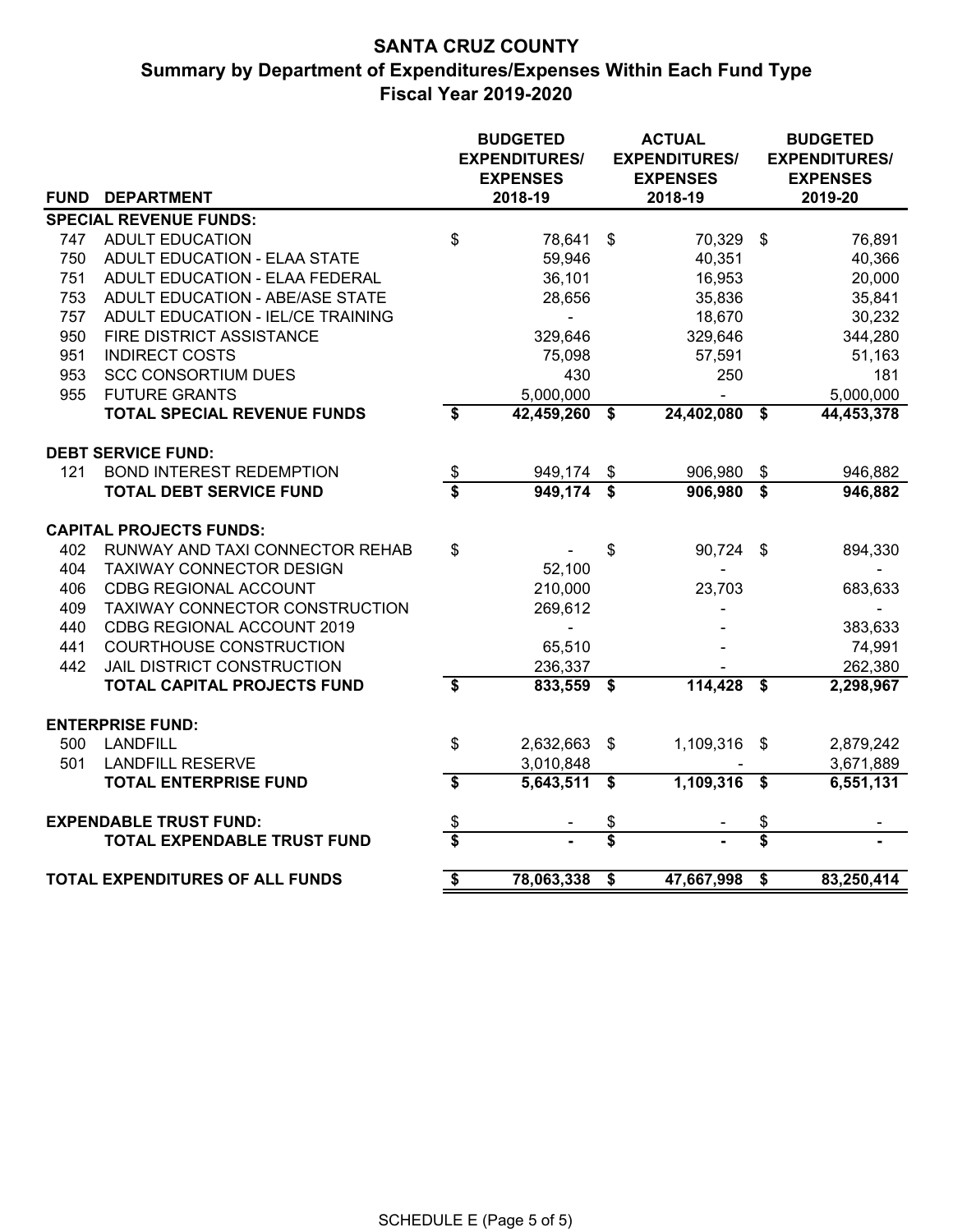# SANTA CRUZ COUNTY

## Summary by Department of Expenditures/Expenses Within Each Fund Type

## Fiscal Year 2019-2020

| FUND | DEPARTMENT | BUDGETED EXPENDITURES/ EXPENSES 2018-19 | ACTUAL EXPENDITURES/ EXPENSES 2018-19 | BUDGETED EXPENDITURES/ EXPENSES 2019-20 |
|---|---|---|---|---|
| **SPECIAL REVENUE FUNDS:** | | | | |
| 747 | ADULT EDUCATION | $ 78,641 | $ 70,329 | $ 76,891 |
| 750 | ADULT EDUCATION - ELAA STATE | 59,946 | 40,351 | 40,366 |
| 751 | ADULT EDUCATION - ELAA FEDERAL | 36,101 | 16,953 | 20,000 |
| 753 | ADULT EDUCATION - ABE/ASE STATE | 28,656 | 35,836 | 35,841 |
| 757 | ADULT EDUCATION - IEL/CE TRAINING | - | 18,670 | 30,232 |
| 950 | FIRE DISTRICT ASSISTANCE | 329,646 | 329,646 | 344,280 |
| 951 | INDIRECT COSTS | 75,098 | 57,591 | 51,163 |
| 953 | SCC CONSORTIUM DUES | 430 | 250 | 181 |
| 955 | FUTURE GRANTS | 5,000,000 | - | 5,000,000 |
| | **TOTAL SPECIAL REVENUE FUNDS** | **$ 42,459,260** | **$ 24,402,080** | **$ 44,453,378** |
| **DEBT SERVICE FUND:** | | | | |
| 121 | BOND INTEREST REDEMPTION | $ 949,174 | $ 906,980 | $ 946,882 |
| | **TOTAL DEBT SERVICE FUND** | **$ 949,174** | **$ 906,980** | **$ 946,882** |
| **CAPITAL PROJECTS FUNDS:** | | | | |
| 402 | RUNWAY AND TAXI CONNECTOR REHAB | $ - | $ 90,724 | $ 894,330 |
| 404 | TAXIWAY CONNECTOR DESIGN | 52,100 | - | - |
| 406 | CDBG REGIONAL ACCOUNT | 210,000 | 23,703 | 683,633 |
| 409 | TAXIWAY CONNECTOR CONSTRUCTION | 269,612 | - | - |
| 440 | CDBG REGIONAL ACCOUNT 2019 | - | - | 383,633 |
| 441 | COURTHOUSE CONSTRUCTION | 65,510 | - | 74,991 |
| 442 | JAIL DISTRICT CONSTRUCTION | 236,337 | - | 262,380 |
| | **TOTAL CAPITAL PROJECTS FUND** | **$ 833,559** | **$ 114,428** | **$ 2,298,967** |
| **ENTERPRISE FUND:** | | | | |
| 500 | LANDFILL | $ 2,632,663 | $ 1,109,316 | $ 2,879,242 |
| 501 | LANDFILL RESERVE | 3,010,848 | - | 3,671,889 |
| | **TOTAL ENTERPRISE FUND** | **$ 5,643,511** | **$ 1,109,316** | **$ 6,551,131** |
| **EXPENDABLE TRUST FUND:** | | $ - | $ - | $ - |
| | **TOTAL EXPENDABLE TRUST FUND** | **$ -** | **$ -** | **$ -** |
| **TOTAL EXPENDITURES OF ALL FUNDS** | | **$ 78,063,338** | **$ 47,667,998** | **$ 83,250,414** |

SCHEDULE E (Page 5 of 5)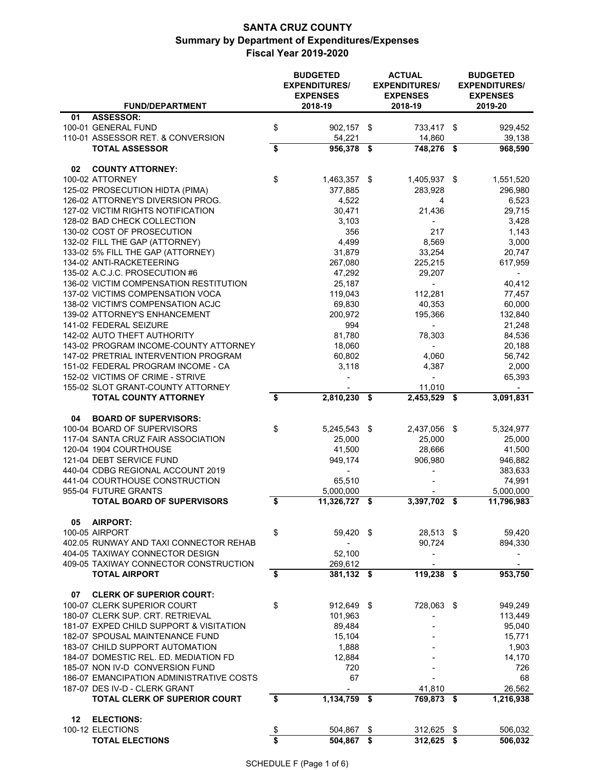# SANTA CRUZ COUNTY
## Summary by Department of Expenditures/Expenses
## Fiscal Year 2019-2020

| FUND/DEPARTMENT | BUDGETED EXPENDITURES/ EXPENSES 2018-19 | ACTUAL EXPENDITURES/ EXPENSES 2018-19 | BUDGETED EXPENDITURES/ EXPENSES 2019-20 |
|---|---|---|---|
| **01 ASSESSOR:** | | | |
| 100-01 GENERAL FUND | $ 902,157 | $ 733,417 | $ 929,452 |
| 110-01 ASSESSOR RET. & CONVERSION | 54,221 | 14,860 | 39,138 |
| **TOTAL ASSESSOR** | **$ 956,378** | **$ 748,276** | **$ 968,590** |
| **02 COUNTY ATTORNEY:** | | | |
| 100-02 ATTORNEY | $ 1,463,357 | $ 1,405,937 | $ 1,551,520 |
| 125-02 PROSECUTION HIDTA (PIMA) | 377,885 | 283,928 | 296,980 |
| 126-02 ATTORNEY'S DIVERSION PROG. | 4,522 | 4 | 6,523 |
| 127-02 VICTIM RIGHTS NOTIFICATION | 30,471 | 21,436 | 29,715 |
| 128-02 BAD CHECK COLLECTION | 3,103 | - | 3,428 |
| 130-02 COST OF PROSECUTION | 356 | 217 | 1,143 |
| 132-02 FILL THE GAP (ATTORNEY) | 4,499 | 8,569 | 3,000 |
| 133-02 5% FILL THE GAP (ATTORNEY) | 31,879 | 33,254 | 20,747 |
| 134-02 ANTI-RACKETEERING | 267,080 | 225,215 | 617,959 |
| 135-02 A.C.J.C. PROSECUTION #6 | 47,292 | 29,207 | - |
| 136-02 VICTIM COMPENSATION RESTITUTION | 25,187 | - | 40,412 |
| 137-02 VICTIMS COMPENSATION VOCA | 119,043 | 112,281 | 77,457 |
| 138-02 VICTIM'S COMPENSATION ACJC | 69,830 | 40,353 | 60,000 |
| 139-02 ATTORNEY'S ENHANCEMENT | 200,972 | 195,366 | 132,840 |
| 141-02 FEDERAL SEIZURE | 994 | - | 21,248 |
| 142-02 AUTO THEFT AUTHORITY | 81,780 | 78,303 | 84,536 |
| 143-02 PROGRAM INCOME-COUNTY ATTORNEY | 18,060 | - | 20,188 |
| 147-02 PRETRIAL INTERVENTION PROGRAM | 60,802 | 4,060 | 56,742 |
| 151-02 FEDERAL PROGRAM INCOME - CA | 3,118 | 4,387 | 2,000 |
| 152-02 VICTIMS OF CRIME - STRIVE | - | - | 65,393 |
| 155-02 SLOT GRANT-COUNTY ATTORNEY | - | 11,010 | - |
| **TOTAL COUNTY ATTORNEY** | **$ 2,810,230** | **$ 2,453,529** | **$ 3,091,831** |
| **04 BOARD OF SUPERVISORS:** | | | |
| 100-04 BOARD OF SUPERVISORS | $ 5,245,543 | $ 2,437,056 | $ 5,324,977 |
| 117-04 SANTA CRUZ FAIR ASSOCIATION | 25,000 | 25,000 | 25,000 |
| 120-04 1904 COURTHOUSE | 41,500 | 28,666 | 41,500 |
| 121-04 DEBT SERVICE FUND | 949,174 | 906,980 | 946,882 |
| 440-04 CDBG REGIONAL ACCOUNT 2019 | - | - | 383,633 |
| 441-04 COURTHOUSE CONSTRUCTION | 65,510 | - | 74,991 |
| 955-04 FUTURE GRANTS | 5,000,000 | - | 5,000,000 |
| **TOTAL BOARD OF SUPERVISORS** | **$ 11,326,727** | **$ 3,397,702** | **$ 11,796,983** |
| **05 AIRPORT:** | | | |
| 100-05 AIRPORT | $ 59,420 | $ 28,513 | $ 59,420 |
| 402.05 RUNWAY AND TAXI CONNECTOR REHAB | - | 90,724 | 894,330 |
| 404-05 TAXIWAY CONNECTOR DESIGN | 52,100 | - | - |
| 409-05 TAXIWAY CONNECTOR CONSTRUCTION | 269,612 | - | - |
| **TOTAL AIRPORT** | **$ 381,132** | **$ 119,238** | **$ 953,750** |
| **07 CLERK OF SUPERIOR COURT:** | | | |
| 100-07 CLERK SUPERIOR COURT | $ 912,649 | $ 728,063 | $ 949,249 |
| 180-07 CLERK SUP. CRT. RETRIEVAL | 101,963 | - | 113,449 |
| 181-07 EXPED CHILD SUPPORT & VISITATION | 89,484 | - | 95,040 |
| 182-07 SPOUSAL MAINTENANCE FUND | 15,104 | - | 15,771 |
| 183-07 CHILD SUPPORT AUTOMATION | 1,888 | - | 1,903 |
| 184-07 DOMESTIC REL. ED. MEDIATION FD | 12,884 | - | 14,170 |
| 185-07 NON IV-D CONVERSION FUND | 720 | - | 726 |
| 186-07 EMANCIPATION ADMINISTRATIVE COSTS | 67 | - | 68 |
| 187-07 DES IV-D - CLERK GRANT | - | 41,810 | 26,562 |
| **TOTAL CLERK OF SUPERIOR COURT** | **$ 1,134,759** | **$ 769,873** | **$ 1,216,938** |
| **12 ELECTIONS:** | | | |
| 100-12 ELECTIONS | $ 504,867 | $ 312,625 | $ 506,032 |
| **TOTAL ELECTIONS** | **$ 504,867** | **$ 312,625** | **$ 506,032** |

SCHEDULE F (Page 1 of 6)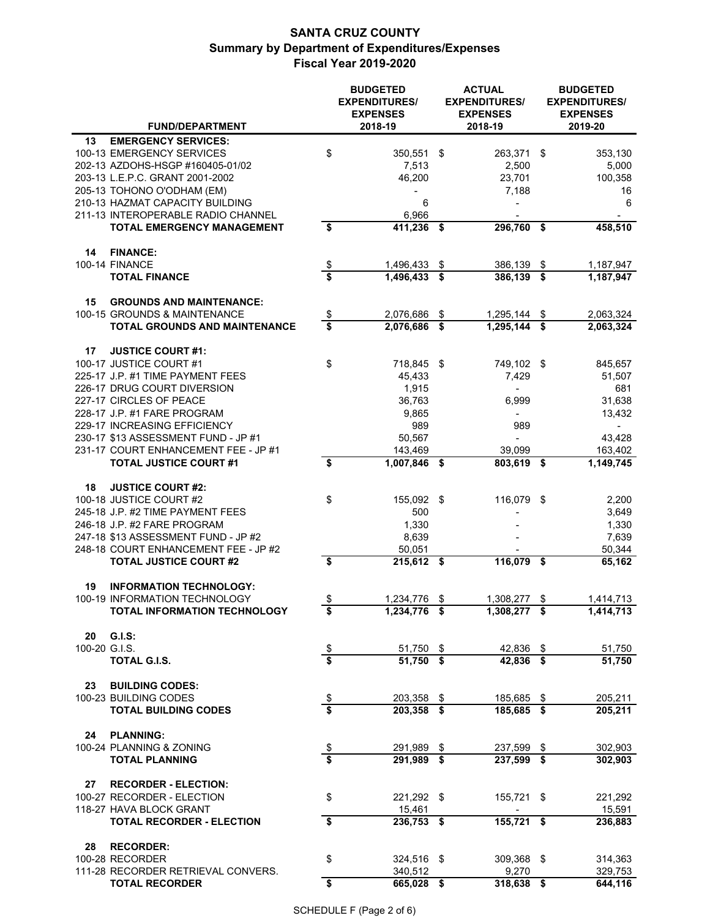# SANTA CRUZ COUNTY
## Summary by Department of Expenditures/Expenses
### Fiscal Year 2019-2020

| FUND/DEPARTMENT | BUDGETED EXPENDITURES/ EXPENSES 2018-19 | ACTUAL EXPENDITURES/ EXPENSES 2018-19 | BUDGETED EXPENDITURES/ EXPENSES 2019-20 |
|---|---|---|---|
| **13 EMERGENCY SERVICES:** | | | |
| 100-13 EMERGENCY SERVICES | $ 350,551 | $ 263,371 | $ 353,130 |
| 202-13 AZDOHS-HSGP #160405-01/02 | 7,513 | 2,500 | 5,000 |
| 203-13 L.E.P.C. GRANT 2001-2002 | 46,200 | 23,701 | 100,358 |
| 205-13 TOHONO O'ODHAM (EM) | - | 7,188 | 16 |
| 210-13 HAZMAT CAPACITY BUILDING | 6 | - | 6 |
| 211-13 INTEROPERABLE RADIO CHANNEL | 6,966 | - | - |
| **TOTAL EMERGENCY MANAGEMENT** | **$ 411,236** | **$ 296,760** | **$ 458,510** |
| **14 FINANCE:** | | | |
| 100-14 FINANCE | $ 1,496,433 | $ 386,139 | $ 1,187,947 |
| **TOTAL FINANCE** | **$ 1,496,433** | **$ 386,139** | **$ 1,187,947** |
| **15 GROUNDS AND MAINTENANCE:** | | | |
| 100-15 GROUNDS & MAINTENANCE | $ 2,076,686 | $ 1,295,144 | $ 2,063,324 |
| **TOTAL GROUNDS AND MAINTENANCE** | **$ 2,076,686** | **$ 1,295,144** | **$ 2,063,324** |
| **17 JUSTICE COURT #1:** | | | |
| 100-17 JUSTICE COURT #1 | $ 718,845 | $ 749,102 | $ 845,657 |
| 225-17 J.P. #1 TIME PAYMENT FEES | 45,433 | 7,429 | 51,507 |
| 226-17 DRUG COURT DIVERSION | 1,915 | - | 681 |
| 227-17 CIRCLES OF PEACE | 36,763 | 6,999 | 31,638 |
| 228-17 J.P. #1 FARE PROGRAM | 9,865 | - | 13,432 |
| 229-17 INCREASING EFFICIENCY | 989 | 989 | - |
| 230-17 $13 ASSESSMENT FUND - JP #1 | 50,567 | - | 43,428 |
| 231-17 COURT ENHANCEMENT FEE - JP #1 | 143,469 | 39,099 | 163,402 |
| **TOTAL JUSTICE COURT #1** | **$ 1,007,846** | **$ 803,619** | **$ 1,149,745** |
| **18 JUSTICE COURT #2:** | | | |
| 100-18 JUSTICE COURT #2 | $ 155,092 | $ 116,079 | $ 2,200 |
| 245-18 J.P. #2 TIME PAYMENT FEES | 500 | - | 3,649 |
| 246-18 J.P. #2 FARE PROGRAM | 1,330 | - | 1,330 |
| 247-18 $13 ASSESSMENT FUND - JP #2 | 8,639 | - | 7,639 |
| 248-18 COURT ENHANCEMENT FEE - JP #2 | 50,051 | - | 50,344 |
| **TOTAL JUSTICE COURT #2** | **$ 215,612** | **$ 116,079** | **$ 65,162** |
| **19 INFORMATION TECHNOLOGY:** | | | |
| 100-19 INFORMATION TECHNOLOGY | $ 1,234,776 | $ 1,308,277 | $ 1,414,713 |
| **TOTAL INFORMATION TECHNOLOGY** | **$ 1,234,776** | **$ 1,308,277** | **$ 1,414,713** |
| **20 G.I.S:** | | | |
| 100-20 G.I.S. | $ 51,750 | $ 42,836 | $ 51,750 |
| **TOTAL G.I.S.** | **$ 51,750** | **$ 42,836** | **$ 51,750** |
| **23 BUILDING CODES:** | | | |
| 100-23 BUILDING CODES | $ 203,358 | $ 185,685 | $ 205,211 |
| **TOTAL BUILDING CODES** | **$ 203,358** | **$ 185,685** | **$ 205,211** |
| **24 PLANNING:** | | | |
| 100-24 PLANNING & ZONING | $ 291,989 | $ 237,599 | $ 302,903 |
| **TOTAL PLANNING** | **$ 291,989** | **$ 237,599** | **$ 302,903** |
| **27 RECORDER - ELECTION:** | | | |
| 100-27 RECORDER - ELECTION | $ 221,292 | $ 155,721 | $ 221,292 |
| 118-27 HAVA BLOCK GRANT | 15,461 | - | 15,591 |
| **TOTAL RECORDER - ELECTION** | **$ 236,753** | **$ 155,721** | **$ 236,883** |
| **28 RECORDER:** | | | |
| 100-28 RECORDER | $ 324,516 | $ 309,368 | $ 314,363 |
| 111-28 RECORDER RETRIEVAL CONVERS. | 340,512 | 9,270 | 329,753 |
| **TOTAL RECORDER** | **$ 665,028** | **$ 318,638** | **$ 644,116** |

SCHEDULE F (Page 2 of 6)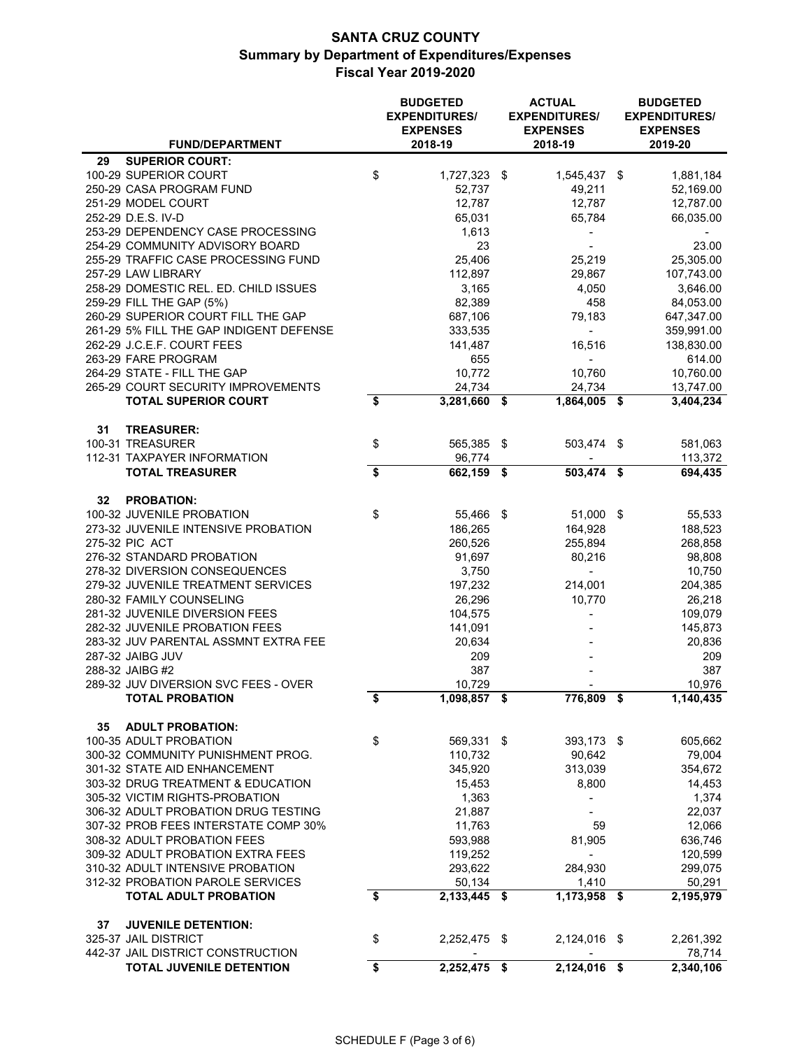# SANTA CRUZ COUNTY
## Summary by Department of Expenditures/Expenses
### Fiscal Year 2019-2020

| FUND/DEPARTMENT | BUDGETED EXPENDITURES/ EXPENSES 2018-19 | ACTUAL EXPENDITURES/ EXPENSES 2018-19 | BUDGETED EXPENDITURES/ EXPENSES 2019-20 |
|---|---|---|---|
| **29 SUPERIOR COURT:** | | | |
| 100-29 SUPERIOR COURT | $ 1,727,323 | $ 1,545,437 | $ 1,881,184 |
| 250-29 CASA PROGRAM FUND | 52,737 | 49,211 | 52,169.00 |
| 251-29 MODEL COURT | 12,787 | 12,787 | 12,787.00 |
| 252-29 D.E.S. IV-D | 65,031 | 65,784 | 66,035.00 |
| 253-29 DEPENDENCY CASE PROCESSING | 1,613 | - | - |
| 254-29 COMMUNITY ADVISORY BOARD | 23 | - | 23.00 |
| 255-29 TRAFFIC CASE PROCESSING FUND | 25,406 | 25,219 | 25,305.00 |
| 257-29 LAW LIBRARY | 112,897 | 29,867 | 107,743.00 |
| 258-29 DOMESTIC REL. ED. CHILD ISSUES | 3,165 | 4,050 | 3,646.00 |
| 259-29 FILL THE GAP (5%) | 82,389 | 458 | 84,053.00 |
| 260-29 SUPERIOR COURT FILL THE GAP | 687,106 | 79,183 | 647,347.00 |
| 261-29 5% FILL THE GAP INDIGENT DEFENSE | 333,535 | - | 359,991.00 |
| 262-29 J.C.E.F. COURT FEES | 141,487 | 16,516 | 138,830.00 |
| 263-29 FARE PROGRAM | 655 | - | 614.00 |
| 264-29 STATE - FILL THE GAP | 10,772 | 10,760 | 10,760.00 |
| 265-29 COURT SECURITY IMPROVEMENTS | 24,734 | 24,734 | 13,747.00 |
| **TOTAL SUPERIOR COURT** | **$ 3,281,660** | **$ 1,864,005** | **$ 3,404,234** |
| **31 TREASURER:** | | | |
| 100-31 TREASURER | $ 565,385 | $ 503,474 | $ 581,063 |
| 112-31 TAXPAYER INFORMATION | 96,774 | - | 113,372 |
| **TOTAL TREASURER** | **$ 662,159** | **$ 503,474** | **$ 694,435** |
| **32 PROBATION:** | | | |
| 100-32 JUVENILE PROBATION | $ 55,466 | $ 51,000 | $ 55,533 |
| 273-32 JUVENILE INTENSIVE PROBATION | 186,265 | 164,928 | 188,523 |
| 275-32 PIC ACT | 260,526 | 255,894 | 268,858 |
| 276-32 STANDARD PROBATION | 91,697 | 80,216 | 98,808 |
| 278-32 DIVERSION CONSEQUENCES | 3,750 | - | 10,750 |
| 279-32 JUVENILE TREATMENT SERVICES | 197,232 | 214,001 | 204,385 |
| 280-32 FAMILY COUNSELING | 26,296 | 10,770 | 26,218 |
| 281-32 JUVENILE DIVERSION FEES | 104,575 | - | 109,079 |
| 282-32 JUVENILE PROBATION FEES | 141,091 | - | 145,873 |
| 283-32 JUV PARENTAL ASSMNT EXTRA FEE | 20,634 | - | 20,836 |
| 287-32 JAIBG JUV | 209 | - | 209 |
| 288-32 JAIBG #2 | 387 | - | 387 |
| 289-32 JUV DIVERSION SVC FEES - OVER | 10,729 | - | 10,976 |
| **TOTAL PROBATION** | **$ 1,098,857** | **$ 776,809** | **$ 1,140,435** |
| **35 ADULT PROBATION:** | | | |
| 100-35 ADULT PROBATION | $ 569,331 | $ 393,173 | $ 605,662 |
| 300-32 COMMUNITY PUNISHMENT PROG. | 110,732 | 90,642 | 79,004 |
| 301-32 STATE AID ENHANCEMENT | 345,920 | 313,039 | 354,672 |
| 303-32 DRUG TREATMENT & EDUCATION | 15,453 | 8,800 | 14,453 |
| 305-32 VICTIM RIGHTS-PROBATION | 1,363 | - | 1,374 |
| 306-32 ADULT PROBATION DRUG TESTING | 21,887 | - | 22,037 |
| 307-32 PROB FEES INTERSTATE COMP 30% | 11,763 | 59 | 12,066 |
| 308-32 ADULT PROBATION FEES | 593,988 | 81,905 | 636,746 |
| 309-32 ADULT PROBATION EXTRA FEES | 119,252 | - | 120,599 |
| 310-32 ADULT INTENSIVE PROBATION | 293,622 | 284,930 | 299,075 |
| 312-32 PROBATION PAROLE SERVICES | 50,134 | 1,410 | 50,291 |
| **TOTAL ADULT PROBATION** | **$ 2,133,445** | **$ 1,173,958** | **$ 2,195,979** |
| **37 JUVENILE DETENTION:** | | | |
| 325-37 JAIL DISTRICT | $ 2,252,475 | $ 2,124,016 | $ 2,261,392 |
| 442-37 JAIL DISTRICT CONSTRUCTION | - | - | 78,714 |
| **TOTAL JUVENILE DETENTION** | **$ 2,252,475** | **$ 2,124,016** | **$ 2,340,106** |

SCHEDULE F (Page 3 of 6)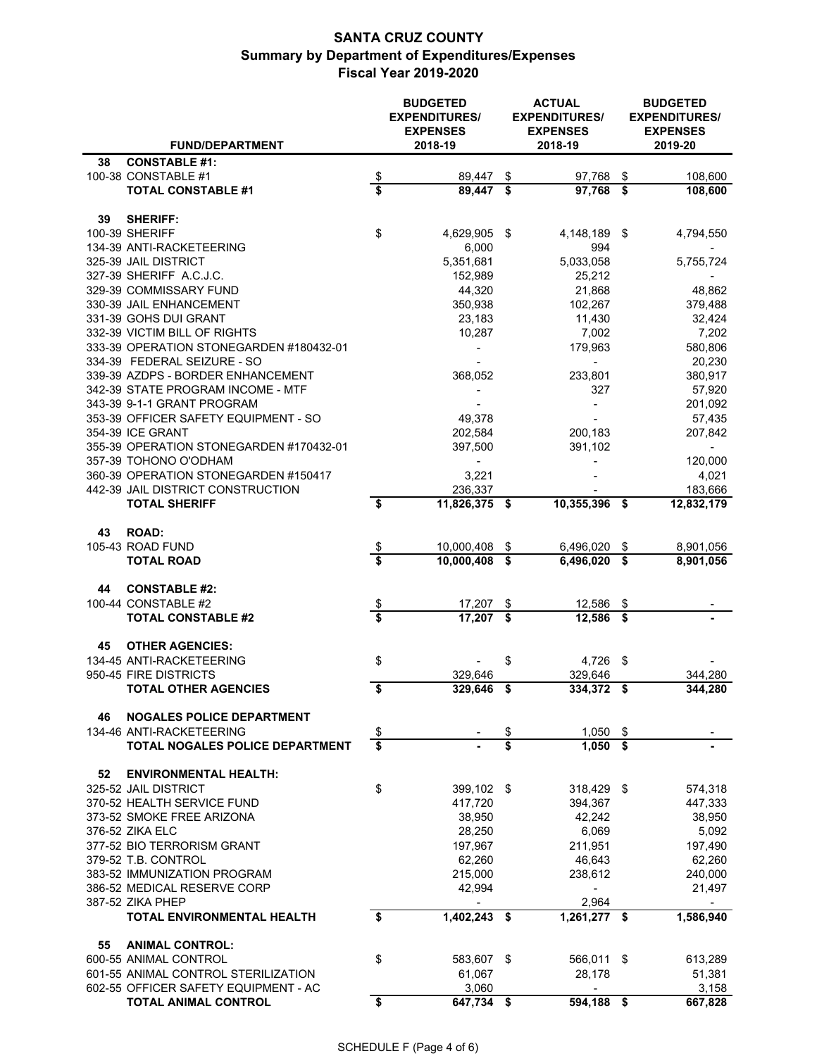# SANTA CRUZ COUNTY
## Summary by Department of Expenditures/Expenses
### Fiscal Year 2019-2020

| | FUND/DEPARTMENT | BUDGETED EXPENDITURES/ EXPENSES 2018-19 | ACTUAL EXPENDITURES/ EXPENSES 2018-19 | BUDGETED EXPENDITURES/ EXPENSES 2019-20 |
|---|---|---|---|---|
| 38 | **CONSTABLE #1:** | | | |
| | 100-38 CONSTABLE #1 | $ 89,447 | $ 97,768 | $ 108,600 |
| | **TOTAL CONSTABLE #1** | **$ 89,447** | **$ 97,768** | **$ 108,600** |
| 39 | **SHERIFF:** | | | |
| | 100-39 SHERIFF | $ 4,629,905 | $ 4,148,189 | $ 4,794,550 |
| | 134-39 ANTI-RACKETEERING | 6,000 | 994 | - |
| | 325-39 JAIL DISTRICT | 5,351,681 | 5,033,058 | 5,755,724 |
| | 327-39 SHERIFF A.C.J.C. | 152,989 | 25,212 | - |
| | 329-39 COMMISSARY FUND | 44,320 | 21,868 | 48,862 |
| | 330-39 JAIL ENHANCEMENT | 350,938 | 102,267 | 379,488 |
| | 331-39 GOHS DUI GRANT | 23,183 | 11,430 | 32,424 |
| | 332-39 VICTIM BILL OF RIGHTS | 10,287 | 7,002 | 7,202 |
| | 333-39 OPERATION STONEGARDEN #180432-01 | - | 179,963 | 580,806 |
| | 334-39 FEDERAL SEIZURE - SO | - | - | 20,230 |
| | 339-39 AZDPS - BORDER ENHANCEMENT | 368,052 | 233,801 | 380,917 |
| | 342-39 STATE PROGRAM INCOME - MTF | - | 327 | 57,920 |
| | 343-39 9-1-1 GRANT PROGRAM | - | - | 201,092 |
| | 353-39 OFFICER SAFETY EQUIPMENT - SO | 49,378 | - | 57,435 |
| | 354-39 ICE GRANT | 202,584 | 200,183 | 207,842 |
| | 355-39 OPERATION STONEGARDEN #170432-01 | 397,500 | 391,102 | - |
| | 357-39 TOHONO O'ODHAM | - | - | 120,000 |
| | 360-39 OPERATION STONEGARDEN #150417 | 3,221 | - | 4,021 |
| | 442-39 JAIL DISTRICT CONSTRUCTION | 236,337 | - | 183,666 |
| | **TOTAL SHERIFF** | **$ 11,826,375** | **$ 10,355,396** | **$ 12,832,179** |
| 43 | **ROAD:** | | | |
| | 105-43 ROAD FUND | $ 10,000,408 | $ 6,496,020 | $ 8,901,056 |
| | **TOTAL ROAD** | **$ 10,000,408** | **$ 6,496,020** | **$ 8,901,056** |
| 44 | **CONSTABLE #2:** | | | |
| | 100-44 CONSTABLE #2 | $ 17,207 | $ 12,586 | $ - |
| | **TOTAL CONSTABLE #2** | **$ 17,207** | **$ 12,586** | **$ -** |
| 45 | **OTHER AGENCIES:** | | | |
| | 134-45 ANTI-RACKETEERING | $ - | $ 4,726 | $ - |
| | 950-45 FIRE DISTRICTS | 329,646 | 329,646 | 344,280 |
| | **TOTAL OTHER AGENCIES** | **$ 329,646** | **$ 334,372** | **$ 344,280** |
| 46 | **NOGALES POLICE DEPARTMENT** | | | |
| | 134-46 ANTI-RACKETEERING | $ - | $ 1,050 | $ - |
| | **TOTAL NOGALES POLICE DEPARTMENT** | **$ -** | **$ 1,050** | **$ -** |
| 52 | **ENVIRONMENTAL HEALTH:** | | | |
| | 325-52 JAIL DISTRICT | $ 399,102 | $ 318,429 | $ 574,318 |
| | 370-52 HEALTH SERVICE FUND | 417,720 | 394,367 | 447,333 |
| | 373-52 SMOKE FREE ARIZONA | 38,950 | 42,242 | 38,950 |
| | 376-52 ZIKA ELC | 28,250 | 6,069 | 5,092 |
| | 377-52 BIO TERRORISM GRANT | 197,967 | 211,951 | 197,490 |
| | 379-52 T.B. CONTROL | 62,260 | 46,643 | 62,260 |
| | 383-52 IMMUNIZATION PROGRAM | 215,000 | 238,612 | 240,000 |
| | 386-52 MEDICAL RESERVE CORP | 42,994 | - | 21,497 |
| | 387-52 ZIKA PHEP | - | 2,964 | - |
| | **TOTAL ENVIRONMENTAL HEALTH** | **$ 1,402,243** | **$ 1,261,277** | **$ 1,586,940** |
| 55 | **ANIMAL CONTROL:** | | | |
| | 600-55 ANIMAL CONTROL | $ 583,607 | $ 566,011 | $ 613,289 |
| | 601-55 ANIMAL CONTROL STERILIZATION | 61,067 | 28,178 | 51,381 |
| | 602-55 OFFICER SAFETY EQUIPMENT - AC | 3,060 | - | 3,158 |
| | **TOTAL ANIMAL CONTROL** | **$ 647,734** | **$ 594,188** | **$ 667,828** |

SCHEDULE F (Page 4 of 6)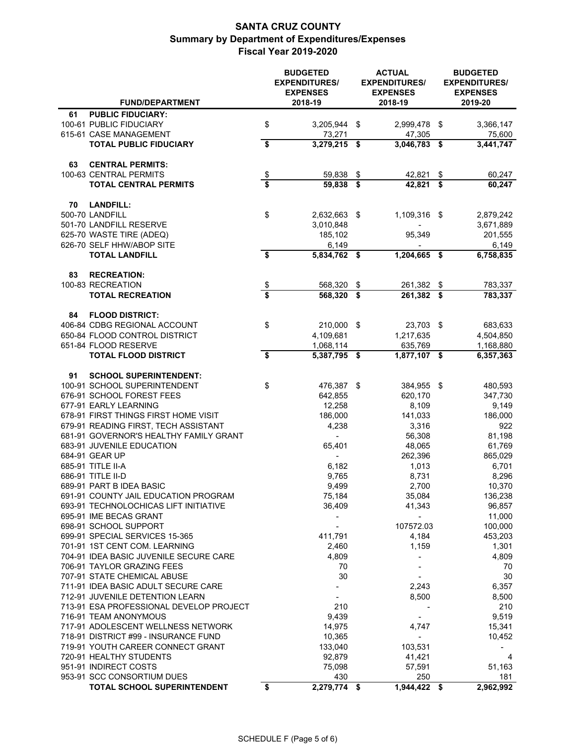# SANTA CRUZ COUNTY
## Summary by Department of Expenditures/Expenses
## Fiscal Year 2019-2020

| | FUND/DEPARTMENT | BUDGETED EXPENDITURES/ EXPENSES 2018-19 | ACTUAL EXPENDITURES/ EXPENSES 2018-19 | BUDGETED EXPENDITURES/ EXPENSES 2019-20 |
|---|---|---|---|---|
| 61 | **PUBLIC FIDUCIARY:** | | | |
| | 100-61 PUBLIC FIDUCIARY | $ 3,205,944 | $ 2,999,478 | $ 3,366,147 |
| | 615-61 CASE MANAGEMENT | 73,271 | 47,305 | 75,600 |
| | **TOTAL PUBLIC FIDUCIARY** | **$ 3,279,215** | **$ 3,046,783** | **$ 3,441,747** |
| 63 | **CENTRAL PERMITS:** | | | |
| | 100-63 CENTRAL PERMITS | $ 59,838 | $ 42,821 | $ 60,247 |
| | **TOTAL CENTRAL PERMITS** | **$ 59,838** | **$ 42,821** | **$ 60,247** |
| 70 | **LANDFILL:** | | | |
| | 500-70 LANDFILL | $ 2,632,663 | $ 1,109,316 | $ 2,879,242 |
| | 501-70 LANDFILL RESERVE | 3,010,848 | - | 3,671,889 |
| | 625-70 WASTE TIRE (ADEQ) | 185,102 | 95,349 | 201,555 |
| | 626-70 SELF HHW/ABOP SITE | 6,149 | - | 6,149 |
| | **TOTAL LANDFILL** | **$ 5,834,762** | **$ 1,204,665** | **$ 6,758,835** |
| 83 | **RECREATION:** | | | |
| | 100-83 RECREATION | $ 568,320 | $ 261,382 | $ 783,337 |
| | **TOTAL RECREATION** | **$ 568,320** | **$ 261,382** | **$ 783,337** |
| 84 | **FLOOD DISTRICT:** | | | |
| | 406-84 CDBG REGIONAL ACCOUNT | $ 210,000 | $ 23,703 | $ 683,633 |
| | 650-84 FLOOD CONTROL DISTRICT | 4,109,681 | 1,217,635 | 4,504,850 |
| | 651-84 FLOOD RESERVE | 1,068,114 | 635,769 | 1,168,880 |
| | **TOTAL FLOOD DISTRICT** | **$ 5,387,795** | **$ 1,877,107** | **$ 6,357,363** |
| 91 | **SCHOOL SUPERINTENDENT:** | | | |
| | 100-91 SCHOOL SUPERINTENDENT | $ 476,387 | $ 384,955 | $ 480,593 |
| | 676-91 SCHOOL FOREST FEES | 642,855 | 620,170 | 347,730 |
| | 677-91 EARLY LEARNING | 12,258 | 8,109 | 9,149 |
| | 678-91 FIRST THINGS FIRST HOME VISIT | 186,000 | 141,033 | 186,000 |
| | 679-91 READING FIRST, TECH ASSISTANT | 4,238 | 3,316 | 922 |
| | 681-91 GOVERNOR'S HEALTHY FAMILY GRANT | - | 56,308 | 81,198 |
| | 683-91 JUVENILE EDUCATION | 65,401 | 48,065 | 61,769 |
| | 684-91 GEAR UP | - | 262,396 | 865,029 |
| | 685-91 TITLE II-A | 6,182 | 1,013 | 6,701 |
| | 686-91 TITLE II-D | 9,765 | 8,731 | 8,296 |
| | 689-91 PART B IDEA BASIC | 9,499 | 2,700 | 10,370 |
| | 691-91 COUNTY JAIL EDUCATION PROGRAM | 75,184 | 35,084 | 136,238 |
| | 693-91 TECHNOLOCHICAS LIFT INITIATIVE | 36,409 | 41,343 | 96,857 |
| | 695-91 IME BECAS GRANT | - | - | 11,000 |
| | 698-91 SCHOOL SUPPORT | - | 107572.03 | 100,000 |
| | 699-91 SPECIAL SERVICES 15-365 | 411,791 | 4,184 | 453,203 |
| | 701-91 1ST CENT COM. LEARNING | 2,460 | 1,159 | 1,301 |
| | 704-91 IDEA BASIC JUVENILE SECURE CARE | 4,809 | - | 4,809 |
| | 706-91 TAYLOR GRAZING FEES | 70 | - | 70 |
| | 707-91 STATE CHEMICAL ABUSE | 30 | - | 30 |
| | 711-91 IDEA BASIC ADULT SECURE CARE | - | 2,243 | 6,357 |
| | 712-91 JUVENILE DETENTION LEARN | - | 8,500 | 8,500 |
| | 713-91 ESA PROFESSIONAL DEVELOP PROJECT | 210 | - | 210 |
| | 716-91 TEAM ANONYMOUS | 9,439 | - | 9,519 |
| | 717-91 ADOLESCENT WELLNESS NETWORK | 14,975 | 4,747 | 15,341 |
| | 718-91 DISTRICT #99 - INSURANCE FUND | 10,365 | - | 10,452 |
| | 719-91 YOUTH CAREER CONNECT GRANT | 133,040 | 103,531 | - |
| | 720-91 HEALTHY STUDENTS | 92,879 | 41,421 | 4 |
| | 951-91 INDIRECT COSTS | 75,098 | 57,591 | 51,163 |
| | 953-91 SCC CONSORTIUM DUES | 430 | 250 | 181 |
| | **TOTAL SCHOOL SUPERINTENDENT** | **$ 2,279,774** | **$ 1,944,422** | **$ 2,962,992** |

SCHEDULE F (Page 5 of 6)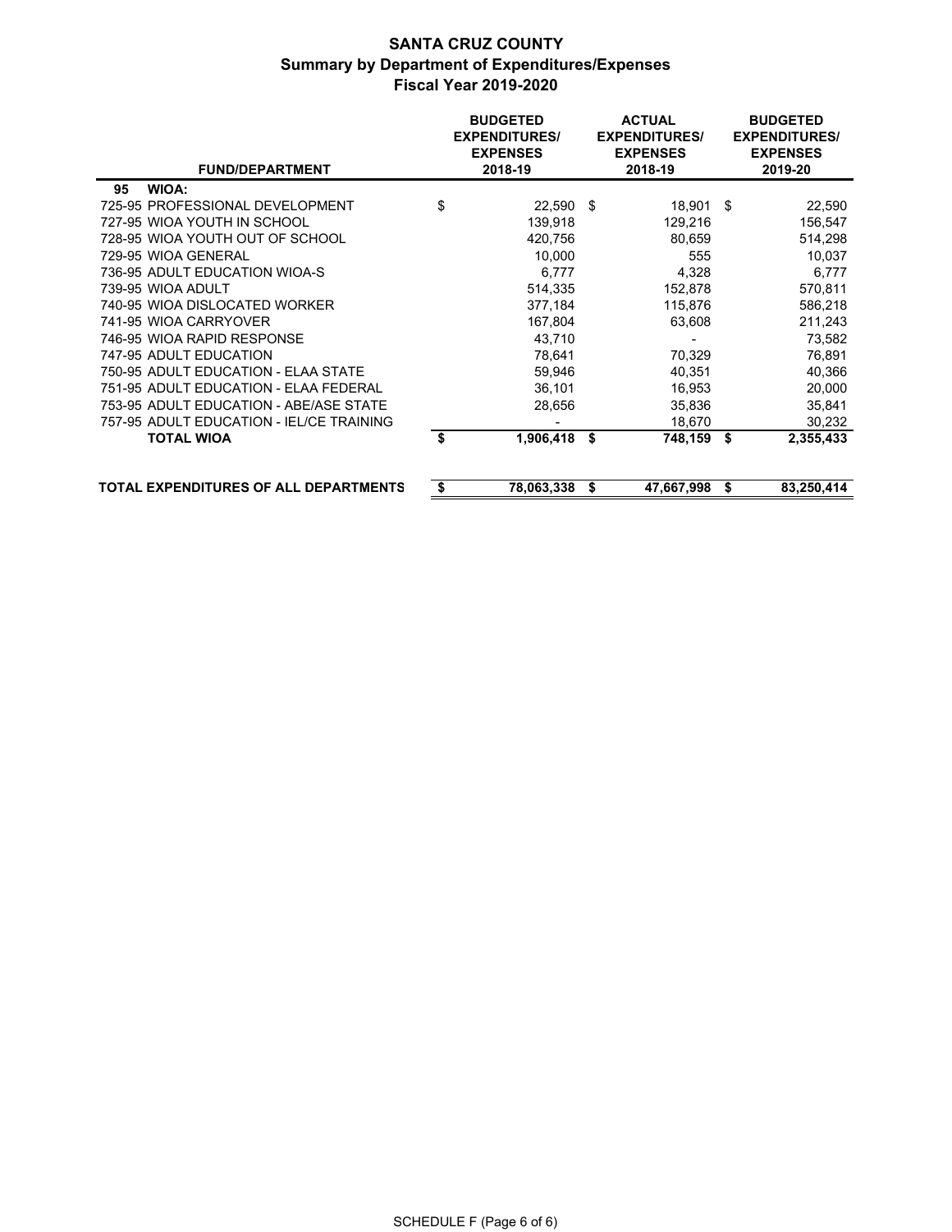# SANTA CRUZ COUNTY
## Summary by Department of Expenditures/Expenses
## Fiscal Year 2019-2020

| FUND/DEPARTMENT | BUDGETED EXPENDITURES/ EXPENSES 2018-19 | ACTUAL EXPENDITURES/ EXPENSES 2018-19 | BUDGETED EXPENDITURES/ EXPENSES 2019-20 |
|---|---|---|---|
| **95 WIOA:** | | | |
| 725-95 PROFESSIONAL DEVELOPMENT | $ 22,590 | $ 18,901 | $ 22,590 |
| 727-95 WIOA YOUTH IN SCHOOL | 139,918 | 129,216 | 156,547 |
| 728-95 WIOA YOUTH OUT OF SCHOOL | 420,756 | 80,659 | 514,298 |
| 729-95 WIOA GENERAL | 10,000 | 555 | 10,037 |
| 736-95 ADULT EDUCATION WIOA-S | 6,777 | 4,328 | 6,777 |
| 739-95 WIOA ADULT | 514,335 | 152,878 | 570,811 |
| 740-95 WIOA DISLOCATED WORKER | 377,184 | 115,876 | 586,218 |
| 741-95 WIOA CARRYOVER | 167,804 | 63,608 | 211,243 |
| 746-95 WIOA RAPID RESPONSE | 43,710 | - | 73,582 |
| 747-95 ADULT EDUCATION | 78,641 | 70,329 | 76,891 |
| 750-95 ADULT EDUCATION - ELAA STATE | 59,946 | 40,351 | 40,366 |
| 751-95 ADULT EDUCATION - ELAA FEDERAL | 36,101 | 16,953 | 20,000 |
| 753-95 ADULT EDUCATION - ABE/ASE STATE | 28,656 | 35,836 | 35,841 |
| 757-95 ADULT EDUCATION - IEL/CE TRAINING | - | 18,670 | 30,232 |
| **TOTAL WIOA** | **$ 1,906,418** | **$ 748,159** | **$ 2,355,433** |
| | | | |
| **TOTAL EXPENDITURES OF ALL DEPARTMENTS** | **$ 78,063,338** | **$ 47,667,998** | **$ 83,250,414** |

SCHEDULE F (Page 6 of 6)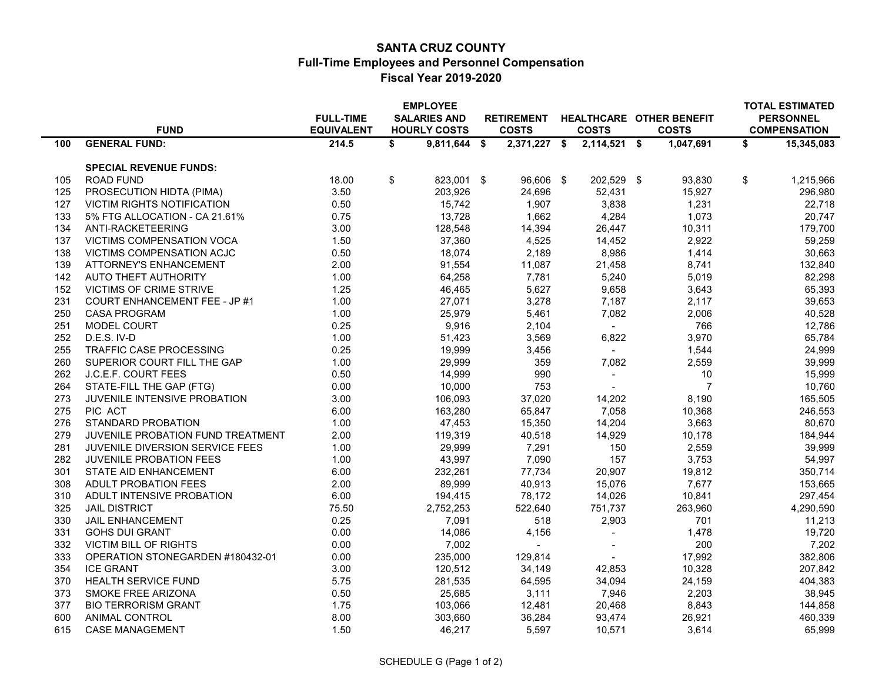# SANTA CRUZ COUNTY
## Full-Time Employees and Personnel Compensation
## Fiscal Year 2019-2020

| | FUND | FULL-TIME EQUIVALENT | EMPLOYEE SALARIES AND HOURLY COSTS | RETIREMENT COSTS | HEALTHCARE COSTS | OTHER BENEFIT COSTS | TOTAL ESTIMATED PERSONNEL COMPENSATION |
|---|---|---|---|---|---|---|---|
| **100** | **GENERAL FUND:** | **214.5** | **$ 9,811,644** | **$ 2,371,227** | **$ 2,114,521** | **$ 1,047,691** | **$ 15,345,083** |
| | **SPECIAL REVENUE FUNDS:** | | | | | | |
| 105 | ROAD FUND | 18.00 | $ 823,001 | $ 96,606 | $ 202,529 | $ 93,830 | $ 1,215,966 |
| 125 | PROSECUTION HIDTA (PIMA) | 3.50 | 203,926 | 24,696 | 52,431 | 15,927 | 296,980 |
| 127 | VICTIM RIGHTS NOTIFICATION | 0.50 | 15,742 | 1,907 | 3,838 | 1,231 | 22,718 |
| 133 | 5% FTG ALLOCATION - CA 21.61% | 0.75 | 13,728 | 1,662 | 4,284 | 1,073 | 20,747 |
| 134 | ANTI-RACKETEERING | 3.00 | 128,548 | 14,394 | 26,447 | 10,311 | 179,700 |
| 137 | VICTIMS COMPENSATION VOCA | 1.50 | 37,360 | 4,525 | 14,452 | 2,922 | 59,259 |
| 138 | VICTIMS COMPENSATION ACJC | 0.50 | 18,074 | 2,189 | 8,986 | 1,414 | 30,663 |
| 139 | ATTORNEY'S ENHANCEMENT | 2.00 | 91,554 | 11,087 | 21,458 | 8,741 | 132,840 |
| 142 | AUTO THEFT AUTHORITY | 1.00 | 64,258 | 7,781 | 5,240 | 5,019 | 82,298 |
| 152 | VICTIMS OF CRIME STRIVE | 1.25 | 46,465 | 5,627 | 9,658 | 3,643 | 65,393 |
| 231 | COURT ENHANCEMENT FEE - JP #1 | 1.00 | 27,071 | 3,278 | 7,187 | 2,117 | 39,653 |
| 250 | CASA PROGRAM | 1.00 | 25,979 | 5,461 | 7,082 | 2,006 | 40,528 |
| 251 | MODEL COURT | 0.25 | 9,916 | 2,104 | - | 766 | 12,786 |
| 252 | D.E.S. IV-D | 1.00 | 51,423 | 3,569 | 6,822 | 3,970 | 65,784 |
| 255 | TRAFFIC CASE PROCESSING | 0.25 | 19,999 | 3,456 | - | 1,544 | 24,999 |
| 260 | SUPERIOR COURT FILL THE GAP | 1.00 | 29,999 | 359 | 7,082 | 2,559 | 39,999 |
| 262 | J.C.E.F. COURT FEES | 0.50 | 14,999 | 990 | - | 10 | 15,999 |
| 264 | STATE-FILL THE GAP (FTG) | 0.00 | 10,000 | 753 | - | 7 | 10,760 |
| 273 | JUVENILE INTENSIVE PROBATION | 3.00 | 106,093 | 37,020 | 14,202 | 8,190 | 165,505 |
| 275 | PIC ACT | 6.00 | 163,280 | 65,847 | 7,058 | 10,368 | 246,553 |
| 276 | STANDARD PROBATION | 1.00 | 47,453 | 15,350 | 14,204 | 3,663 | 80,670 |
| 279 | JUVENILE PROBATION FUND TREATMENT | 2.00 | 119,319 | 40,518 | 14,929 | 10,178 | 184,944 |
| 281 | JUVENILE DIVERSION SERVICE FEES | 1.00 | 29,999 | 7,291 | 150 | 2,559 | 39,999 |
| 282 | JUVENILE PROBATION FEES | 1.00 | 43,997 | 7,090 | 157 | 3,753 | 54,997 |
| 301 | STATE AID ENHANCEMENT | 6.00 | 232,261 | 77,734 | 20,907 | 19,812 | 350,714 |
| 308 | ADULT PROBATION FEES | 2.00 | 89,999 | 40,913 | 15,076 | 7,677 | 153,665 |
| 310 | ADULT INTENSIVE PROBATION | 6.00 | 194,415 | 78,172 | 14,026 | 10,841 | 297,454 |
| 325 | JAIL DISTRICT | 75.50 | 2,752,253 | 522,640 | 751,737 | 263,960 | 4,290,590 |
| 330 | JAIL ENHANCEMENT | 0.25 | 7,091 | 518 | 2,903 | 701 | 11,213 |
| 331 | GOHS DUI GRANT | 0.00 | 14,086 | 4,156 | - | 1,478 | 19,720 |
| 332 | VICTIM BILL OF RIGHTS | 0.00 | 7,002 | - | - | 200 | 7,202 |
| 333 | OPERATION STONEGARDEN #180432-01 | 0.00 | 235,000 | 129,814 | - | 17,992 | 382,806 |
| 354 | ICE GRANT | 3.00 | 120,512 | 34,149 | 42,853 | 10,328 | 207,842 |
| 370 | HEALTH SERVICE FUND | 5.75 | 281,535 | 64,595 | 34,094 | 24,159 | 404,383 |
| 373 | SMOKE FREE ARIZONA | 0.50 | 25,685 | 3,111 | 7,946 | 2,203 | 38,945 |
| 377 | BIO TERRORISM GRANT | 1.75 | 103,066 | 12,481 | 20,468 | 8,843 | 144,858 |
| 600 | ANIMAL CONTROL | 8.00 | 303,660 | 36,284 | 93,474 | 26,921 | 460,339 |
| 615 | CASE MANAGEMENT | 1.50 | 46,217 | 5,597 | 10,571 | 3,614 | 65,999 |

SCHEDULE G (Page 1 of 2)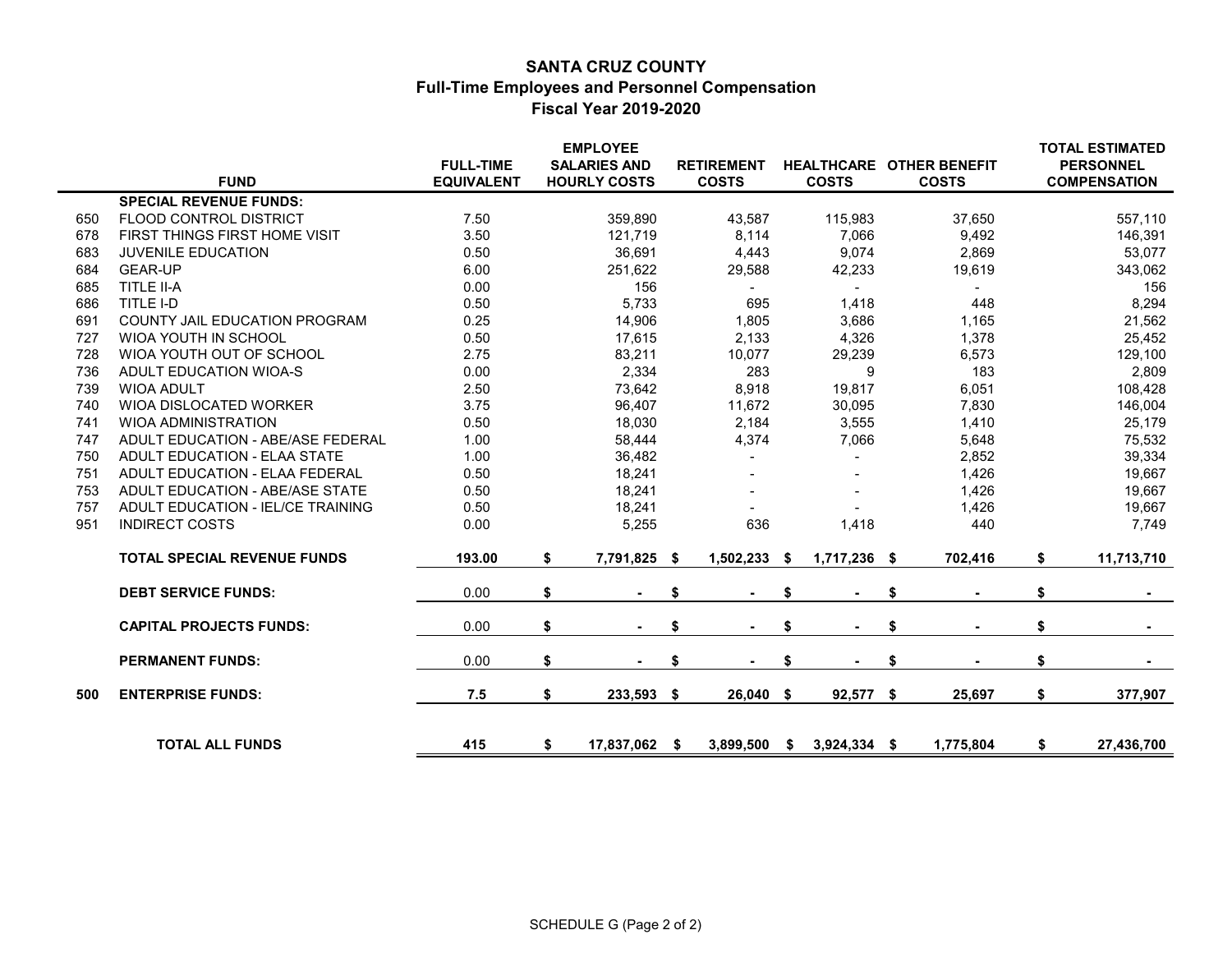## SANTA CRUZ COUNTY
### Full-Time Employees and Personnel Compensation
### Fiscal Year 2019-2020

| | FUND | FULL-TIME EQUIVALENT | EMPLOYEE SALARIES AND HOURLY COSTS | RETIREMENT COSTS | HEALTHCARE COSTS | OTHER BENEFIT COSTS | TOTAL ESTIMATED PERSONNEL COMPENSATION |
|---|---|---|---|---|---|---|---|
| | **SPECIAL REVENUE FUNDS:** | | | | | | |
| 650 | FLOOD CONTROL DISTRICT | 7.50 | 359,890 | 43,587 | 115,983 | 37,650 | 557,110 |
| 678 | FIRST THINGS FIRST HOME VISIT | 3.50 | 121,719 | 8,114 | 7,066 | 9,492 | 146,391 |
| 683 | JUVENILE EDUCATION | 0.50 | 36,691 | 4,443 | 9,074 | 2,869 | 53,077 |
| 684 | GEAR-UP | 6.00 | 251,622 | 29,588 | 42,233 | 19,619 | 343,062 |
| 685 | TITLE II-A | 0.00 | 156 | - | - | - | 156 |
| 686 | TITLE I-D | 0.50 | 5,733 | 695 | 1,418 | 448 | 8,294 |
| 691 | COUNTY JAIL EDUCATION PROGRAM | 0.25 | 14,906 | 1,805 | 3,686 | 1,165 | 21,562 |
| 727 | WIOA YOUTH IN SCHOOL | 0.50 | 17,615 | 2,133 | 4,326 | 1,378 | 25,452 |
| 728 | WIOA YOUTH OUT OF SCHOOL | 2.75 | 83,211 | 10,077 | 29,239 | 6,573 | 129,100 |
| 736 | ADULT EDUCATION WIOA-S | 0.00 | 2,334 | 283 | 9 | 183 | 2,809 |
| 739 | WIOA ADULT | 2.50 | 73,642 | 8,918 | 19,817 | 6,051 | 108,428 |
| 740 | WIOA DISLOCATED WORKER | 3.75 | 96,407 | 11,672 | 30,095 | 7,830 | 146,004 |
| 741 | WIOA ADMINISTRATION | 0.50 | 18,030 | 2,184 | 3,555 | 1,410 | 25,179 |
| 747 | ADULT EDUCATION - ABE/ASE FEDERAL | 1.00 | 58,444 | 4,374 | 7,066 | 5,648 | 75,532 |
| 750 | ADULT EDUCATION - ELAA STATE | 1.00 | 36,482 | - | - | 2,852 | 39,334 |
| 751 | ADULT EDUCATION - ELAA FEDERAL | 0.50 | 18,241 | - | - | 1,426 | 19,667 |
| 753 | ADULT EDUCATION - ABE/ASE STATE | 0.50 | 18,241 | - | - | 1,426 | 19,667 |
| 757 | ADULT EDUCATION - IEL/CE TRAINING | 0.50 | 18,241 | - | - | 1,426 | 19,667 |
| 951 | INDIRECT COSTS | 0.00 | 5,255 | 636 | 1,418 | 440 | 7,749 |
| | **TOTAL SPECIAL REVENUE FUNDS** | **193.00** | **$ 7,791,825** | **$ 1,502,233** | **$ 1,717,236** | **$ 702,416** | **$ 11,713,710** |
| | **DEBT SERVICE FUNDS:** | 0.00 | $ - | $ - | $ - | $ - | $ - |
| | **CAPITAL PROJECTS FUNDS:** | 0.00 | $ - | $ - | $ - | $ - | $ - |
| | **PERMANENT FUNDS:** | 0.00 | $ - | $ - | $ - | $ - | $ - |
| **500** | **ENTERPRISE FUNDS:** | **7.5** | **$ 233,593** | **$ 26,040** | **$ 92,577** | **$ 25,697** | **$ 377,907** |
| | **TOTAL ALL FUNDS** | **415** | **$ 17,837,062** | **$ 3,899,500** | **$ 3,924,334** | **$ 1,775,804** | **$ 27,436,700** |

SCHEDULE G (Page 2 of 2)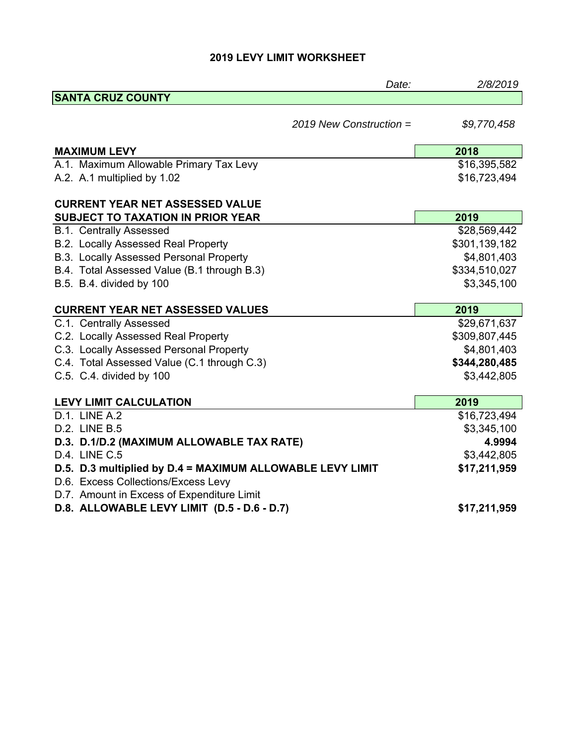# 2019 LEVY LIMIT WORKSHEET

| | |
|---|---|
| *Date:* | *2/8/2019* |
| **SANTA CRUZ COUNTY** | |
| *2019 New Construction =* | *$9,770,458* |

| **MAXIMUM LEVY** | **2018** |
|---|---|
| A.1. Maximum Allowable Primary Tax Levy | $16,395,582 |
| A.2. A.1 multiplied by 1.02 | $16,723,494 |

| **CURRENT YEAR NET ASSESSED VALUE SUBJECT TO TAXATION IN PRIOR YEAR** | **2019** |
|---|---|
| B.1. Centrally Assessed | $28,569,442 |
| B.2. Locally Assessed Real Property | $301,139,182 |
| B.3. Locally Assessed Personal Property | $4,801,403 |
| B.4. Total Assessed Value (B.1 through B.3) | $334,510,027 |
| B.5. B.4. divided by 100 | $3,345,100 |

| **CURRENT YEAR NET ASSESSED VALUES** | **2019** |
|---|---|
| C.1. Centrally Assessed | $29,671,637 |
| C.2. Locally Assessed Real Property | $309,807,445 |
| C.3. Locally Assessed Personal Property | $4,801,403 |
| C.4. Total Assessed Value (C.1 through C.3) | **$344,280,485** |
| C.5. C.4. divided by 100 | $3,442,805 |

| **LEVY LIMIT CALCULATION** | **2019** |
|---|---|
| D.1. LINE A.2 | $16,723,494 |
| D.2. LINE B.5 | $3,345,100 |
| **D.3. D.1/D.2 (MAXIMUM ALLOWABLE TAX RATE)** | **4.9994** |
| D.4. LINE C.5 | $3,442,805 |
| **D.5. D.3 multiplied by D.4 = MAXIMUM ALLOWABLE LEVY LIMIT** | **$17,211,959** |
| D.6. Excess Collections/Excess Levy | |
| D.7. Amount in Excess of Expenditure Limit | |
| **D.8. ALLOWABLE LEVY LIMIT (D.5 - D.6 - D.7)** | **$17,211,959** |